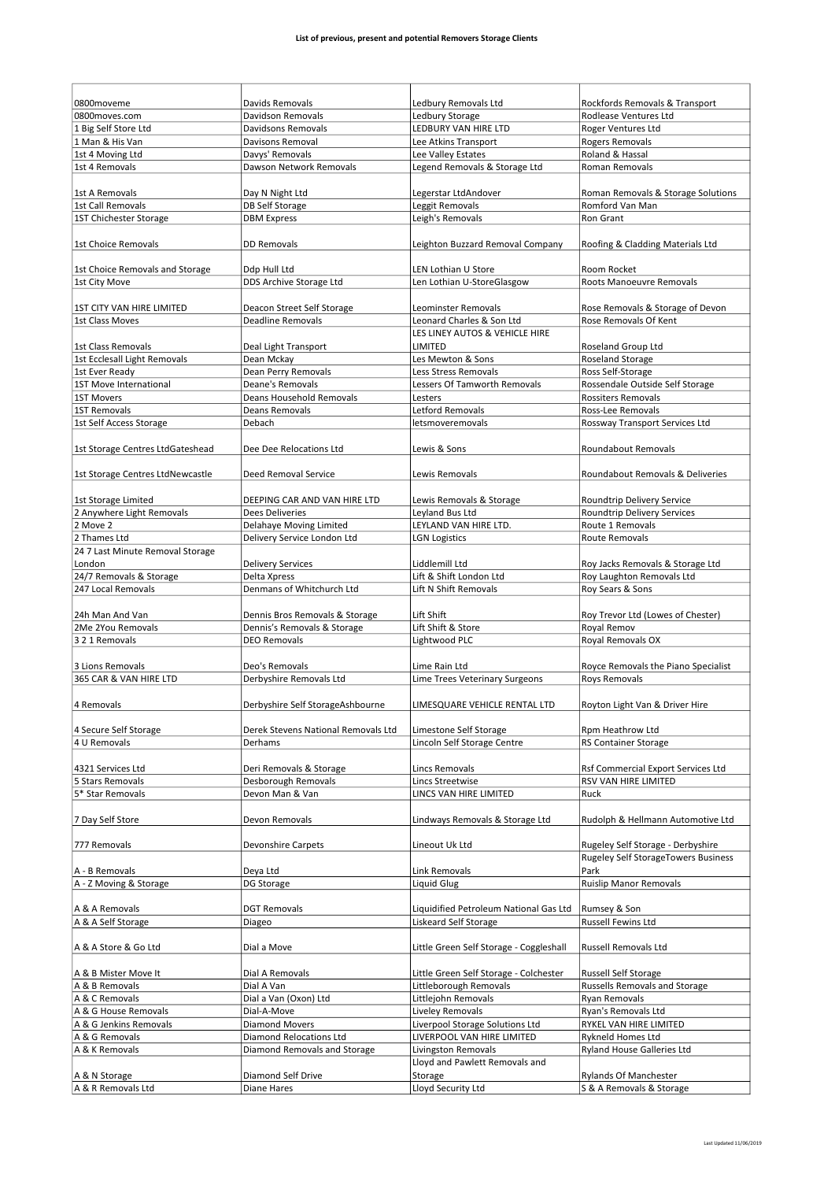# List of previous, present and potential Removers Storage Clients

| | | | |
|---|---|---|---|
| 0800moveme | Davids Removals | Ledbury Removals Ltd | Rockfords Removals & Transport |
| 0800moves.com | Davidson Removals | Ledbury Storage | Rodlease Ventures Ltd |
| 1 Big Self Store Ltd | Davidsons Removals | LEDBURY VAN HIRE LTD | Roger Ventures Ltd |
| 1 Man & His Van | Davisons Removal | Lee Atkins Transport | Rogers Removals |
| 1st 4 Moving Ltd | Davys' Removals | Lee Valley Estates | Roland & Hassal |
| 1st 4 Removals | Dawson Network Removals | Legend Removals & Storage Ltd | Roman Removals |
| 1st A Removals | Day N Night Ltd | Legerstar LtdAndover | Roman Removals & Storage Solutions |
| 1st Call Removals | DB Self Storage | Leggit Removals | Romford Van Man |
| 1ST Chichester Storage | DBM Express | Leigh's Removals | Ron Grant |
| 1st Choice Removals | DD Removals | Leighton Buzzard Removal Company | Roofing & Cladding Materials Ltd |
| 1st Choice Removals and Storage | Ddp Hull Ltd | LEN Lothian U Store | Room Rocket |
| 1st City Move | DDS Archive Storage Ltd | Len Lothian U-StoreGlasgow | Roots Manoeuvre Removals |
| 1ST CITY VAN HIRE LIMITED | Deacon Street Self Storage | Leominster Removals | Rose Removals & Storage of Devon |
| 1st Class Moves | Deadline Removals | Leonard Charles & Son Ltd | Rose Removals Of Kent |
| 1st Class Removals | Deal Light Transport | LES LINEY AUTOS & VEHICLE HIRE LIMITED | Roseland Group Ltd |
| 1st Ecclesall Light Removals | Dean Mckay | Les Mewton & Sons | Roseland Storage |
| 1st Ever Ready | Dean Perry Removals | Less Stress Removals | Ross Self-Storage |
| 1ST Move International | Deane's Removals | Lessers Of Tamworth Removals | Rossendale Outside Self Storage |
| 1ST Movers | Deans Household Removals | Lesters | Rossiters Removals |
| 1ST Removals | Deans Removals | Letford Removals | Ross-Lee Removals |
| 1st Self Access Storage | Debach | letsmoveremovals | Rossway Transport Services Ltd |
| 1st Storage Centres LtdGateshead | Dee Dee Relocations Ltd | Lewis & Sons | Roundabout Removals |
| 1st Storage Centres LtdNewcastle | Deed Removal Service | Lewis Removals | Roundabout Removals & Deliveries |
| 1st Storage Limited | DEEPING CAR AND VAN HIRE LTD | Lewis Removals & Storage | Roundtrip Delivery Service |
| 2 Anywhere Light Removals | Dees Deliveries | Leyland Bus Ltd | Roundtrip Delivery Services |
| 2 Move 2 | Delahaye Moving Limited | LEYLAND VAN HIRE LTD. | Route 1 Removals |
| 2 Thames Ltd | Delivery Service London Ltd | LGN Logistics | Route Removals |
| 24 7 Last Minute Removal Storage London | Delivery Services | Liddlemill Ltd | Roy Jacks Removals & Storage Ltd |
| 24/7 Removals & Storage | Delta Xpress | Lift & Shift London Ltd | Roy Laughton Removals Ltd |
| 247 Local Removals | Denmans of Whitchurch Ltd | Lift N Shift Removals | Roy Sears & Sons |
| 24h Man And Van | Dennis Bros Removals & Storage | Lift Shift | Roy Trevor Ltd (Lowes of Chester) |
| 2Me 2You Removals | Dennis's Removals & Storage | Lift Shift & Store | Royal Remov |
| 3 2 1 Removals | DEO Removals | Lightwood PLC | Royal Removals OX |
| 3 Lions Removals | Deo's Removals | Lime Rain Ltd | Royce Removals the Piano Specialist |
| 365 CAR & VAN HIRE LTD | Derbyshire Removals Ltd | Lime Trees Veterinary Surgeons | Roys Removals |
| 4 Removals | Derbyshire Self StorageAshbourne | LIMESQUARE VEHICLE RENTAL LTD | Royton Light Van & Driver Hire |
| 4 Secure Self Storage | Derek Stevens National Removals Ltd | Limestone Self Storage | Rpm Heathrow Ltd |
| 4 U Removals | Derhams | Lincoln Self Storage Centre | RS Container Storage |
| 4321 Services Ltd | Deri Removals & Storage | Lincs Removals | Rsf Commercial Export Services Ltd |
| 5 Stars Removals | Desborough Removals | Lincs Streetwise | RSV VAN HIRE LIMITED |
| 5* Star Removals | Devon Man & Van | LINCS VAN HIRE LIMITED | Ruck |
| 7 Day Self Store | Devon Removals | Lindways Removals & Storage Ltd | Rudolph & Hellmann Automotive Ltd |
| 777 Removals | Devonshire Carpets | Lineout Uk Ltd | Rugeley Self Storage - Derbyshire |
| A - B Removals | Deya Ltd | Link Removals | Rugeley Self StorageTowers Business Park |
| A - Z Moving & Storage | DG Storage | Liquid Glug | Ruislip Manor Removals |
| A & A Removals | DGT Removals | Liquidified Petroleum National Gas Ltd | Rumsey & Son |
| A & A Self Storage | Diageo | Liskeard Self Storage | Russell Fewins Ltd |
| A & A Store & Go Ltd | Dial a Move | Little Green Self Storage - Coggleshall | Russell Removals Ltd |
| A & B Mister Move It | Dial A Removals | Little Green Self Storage - Colchester | Russell Self Storage |
| A & B Removals | Dial A Van | Littleborough Removals | Russells Removals and Storage |
| A & C Removals | Dial a Van (Oxon) Ltd | Littlejohn Removals | Ryan Removals |
| A & G House Removals | Dial-A-Move | Liveley Removals | Ryan's Removals Ltd |
| A & G Jenkins Removals | Diamond Movers | Liverpool Storage Solutions Ltd | RYKEL VAN HIRE LIMITED |
| A & G Removals | Diamond Relocations Ltd | LIVERPOOL VAN HIRE LIMITED | Rykneld Homes Ltd |
| A & K Removals | Diamond Removals and Storage | Livingston Removals | Ryland House Galleries Ltd |
| A & N Storage | Diamond Self Drive | Lloyd and Pawlett Removals and Storage | Rylands Of Manchester |
| A & R Removals Ltd | Diane Hares | Lloyd Security Ltd | S & A Removals & Storage |

Last Updated 11/06/2019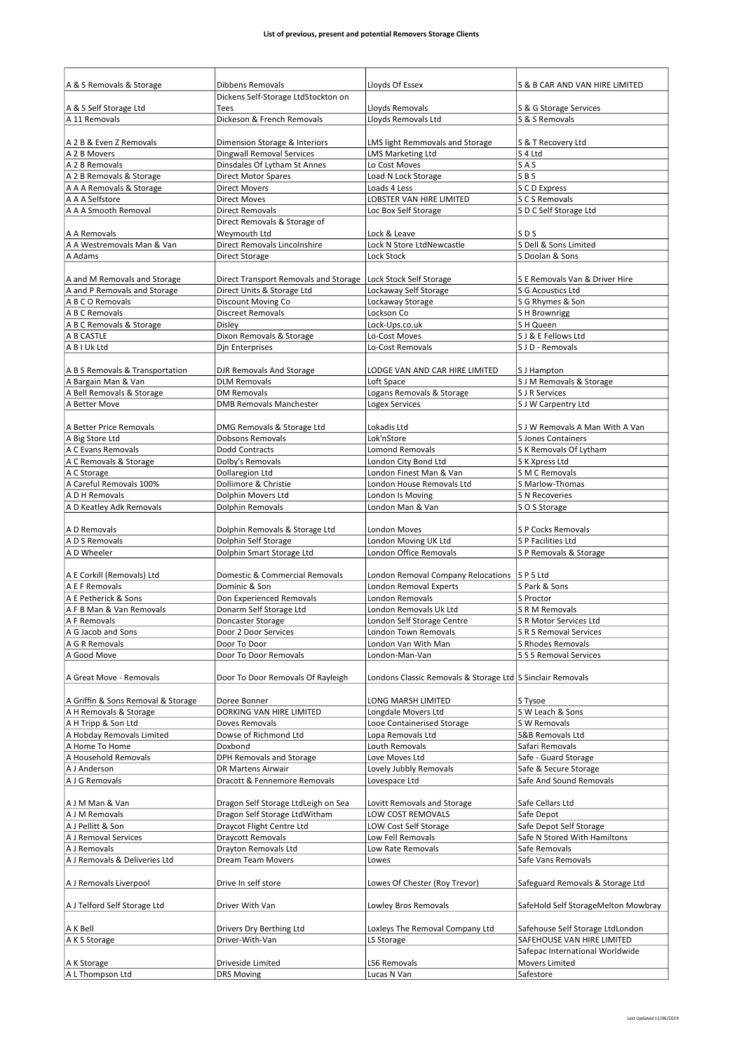**List of previous, present and potential Removers Storage Clients**

| | | | |
|---|---|---|---|
| A & S Removals & Storage | Dibbens Removals | Lloyds Of Essex | S & B CAR AND VAN HIRE LIMITED |
| A & S Self Storage Ltd | Dickens Self-Storage LtdStockton on Tees | Lloyds Removals | S & G Storage Services |
| A 11 Removals | Dickeson & French Removals | Lloyds Removals Ltd | S & S Removals |
| A 2 B & Even Z Removals | Dimension Storage & Interiors | LMS light Remmovals and Storage | S & T Recovery Ltd |
| A 2 B Movers | Dingwall Removal Services | LMS Marketing Ltd | S 4 Ltd |
| A 2 B Removals | Dinsdales Of Lytham St Annes | Lo Cost Moves | S A S |
| A 2 B Removals & Storage | Direct Motor Spares | Load N Lock Storage | S B S |
| A A A Removals & Storage | Direct Movers | Loads 4 Less | S C D Express |
| A A A Selfstore | Direct Moves | LOBSTER VAN HIRE LIMITED | S C S Removals |
| A A A Smooth Removal | Direct Removals | Loc Box Self Storage | S D C Self Storage Ltd |
| A A Removals | Direct Removals & Storage of Weymouth Ltd | Lock & Leave | S D S |
| A A Westremovals Man & Van | Direct Removals Lincolnshire | Lock N Store LtdNewcastle | S Dell & Sons Limited |
| A Adams | Direct Storage | Lock Stock | S Doolan & Sons |
| A and M Removals and Storage | Direct Transport Removals and Storage | Lock Stock Self Storage | S E Removals Van & Driver Hire |
| A and P Removals and Storage | Direct Units & Storage Ltd | Lockaway Self Storage | S G Acoustics Ltd |
| A B C O Removals | Discount Moving Co | Lockaway Storage | S G Rhymes & Son |
| A B C Removals | Discreet Removals | Lockson Co | S H Brownrigg |
| A B C Removals & Storage | Disley | Lock-Ups.co.uk | S H Queen |
| A B CASTLE | Dixon Removals & Storage | Lo-Cost Moves | S J & E Fellows Ltd |
| A B I Uk Ltd | Djn Enterprises | Lo-Cost Removals | S J D - Removals |
| A B S Removals & Transportation | DJR Removals And Storage | LODGE VAN AND CAR HIRE LIMITED | S J Hampton |
| A Bargain Man & Van | DLM Removals | Loft Space | S J M Removals & Storage |
| A Bell Removals & Storage | DM Removals | Logans Removals & Storage | S J R Services |
| A Better Move | DMB Removals Manchester | Logex Services | S J W Carpentry Ltd |
| A Better Price Removals | DMG Removals & Storage Ltd | Lokadis Ltd | S J W Removals A Man With A Van |
| A Big Store Ltd | Dobsons Removals | Lok'nStore | S Jones Containers |
| A C Evans Removals | Dodd Contracts | Lomond Removals | S K Removals Of Lytham |
| A C Removals & Storage | Dolby's Removals | London City Bond Ltd | S K Xpress Ltd |
| A C Storage | Dollaregion Ltd | London Finest Man & Van | S M C Removals |
| A Careful Removals 100% | Dollimore & Christie | London House Removals Ltd | S Marlow-Thomas |
| A D H Removals | Dolphin Movers Ltd | London Is Moving | S N Recoveries |
| A D Keatley Adk Removals | Dolphin Removals | London Man & Van | S O S Storage |
| A D Removals | Dolphin Removals & Storage Ltd | London Moves | S P Cocks Removals |
| A D S Removals | Dolphin Self Storage | London Moving UK Ltd | S P Facilities Ltd |
| A D Wheeler | Dolphin Smart Storage Ltd | London Office Removals | S P Removals & Storage |
| A E Corkill (Removals) Ltd | Domestic & Commercial Removals | London Removal Company Relocations | S P S Ltd |
| A E F Removals | Dominic & Son | London Removal Experts | S Park & Sons |
| A E Petherick & Sons | Don Experienced Removals | London Removals | S Proctor |
| A F B Man & Van Removals | Donarm Self Storage Ltd | London Removals Uk Ltd | S R M Removals |
| A F Removals | Doncaster Storage | London Self Storage Centre | S R Motor Services Ltd |
| A G Jacob and Sons | Door 2 Door Services | London Town Removals | S R S Removal Services |
| A G R Removals | Door To Door | London Van With Man | S Rhodes Removals |
| A Good Move | Door To Door Removals | London-Man-Van | S S S Removal Services |
| A Great Move - Removals | Door To Door Removals Of Rayleigh | Londons Classic Removals & Storage Ltd | S Sinclair Removals |
| A Griffin & Sons Removal & Storage | Doree Bonner | LONG MARSH LIMITED | S Tysoe |
| A H Removals & Storage | DORKING VAN HIRE LIMITED | Longdale Movers Ltd | S W Leach & Sons |
| A H Tripp & Son Ltd | Doves Removals | Looe Containerised Storage | S W Removals |
| A Hobday Removals Limited | Dowse of Richmond Ltd | Lopa Removals Ltd | S&B Removals Ltd |
| A Home To Home | Doxbond | Louth Removals | Safari Removals |
| A Household Removals | DPH Removals and Storage | Love Moves Ltd | Safe - Guard Storage |
| A J Anderson | DR Martens Airwair | Lovely Jubbly Removals | Safe & Secure Storage |
| A J G Removals | Dracott & Fennemore Removals | Lovespace Ltd | Safe And Sound Removals |
| A J M Man & Van | Dragon Self Storage LtdLeigh on Sea | Lovitt Removals and Storage | Safe Cellars Ltd |
| A J M Removals | Dragon Self Storage LtdWitham | LOW COST REMOVALS | Safe Depot |
| A J Pellitt & Son | Draycot Flight Centre Ltd | LOW Cost Self Storage | Safe Depot Self Storage |
| A J Removal Services | Draycott Removals | Low Fell Removals | Safe N Stored With Hamiltons |
| A J Removals | Drayton Removals Ltd | Low Rate Removals | Safe Removals |
| A J Removals & Deliveries Ltd | Dream Team Movers | Lowes | Safe Vans Removals |
| A J Removals Liverpool | Drive In self store | Lowes Of Chester (Roy Trevor) | Safeguard Removals & Storage Ltd |
| A J Telford Self Storage Ltd | Driver With Van | Lowley Bros Removals | SafeHold Self StorageMelton Mowbray |
| A K Bell | Drivers Dry Berthing Ltd | Loxleys The Removal Company Ltd | Safehouse Self Storage LtdLondon |
| A K S Storage | Driver-With-Van | LS Storage | SAFEHOUSE VAN HIRE LIMITED |
| A K Storage | Driveside Limited | LS6 Removals | Safepac International Worldwide Movers Limited |
| A L Thompson Ltd | DRS Moving | Lucas N Van | Safestore |

Last Updated 11/06/2019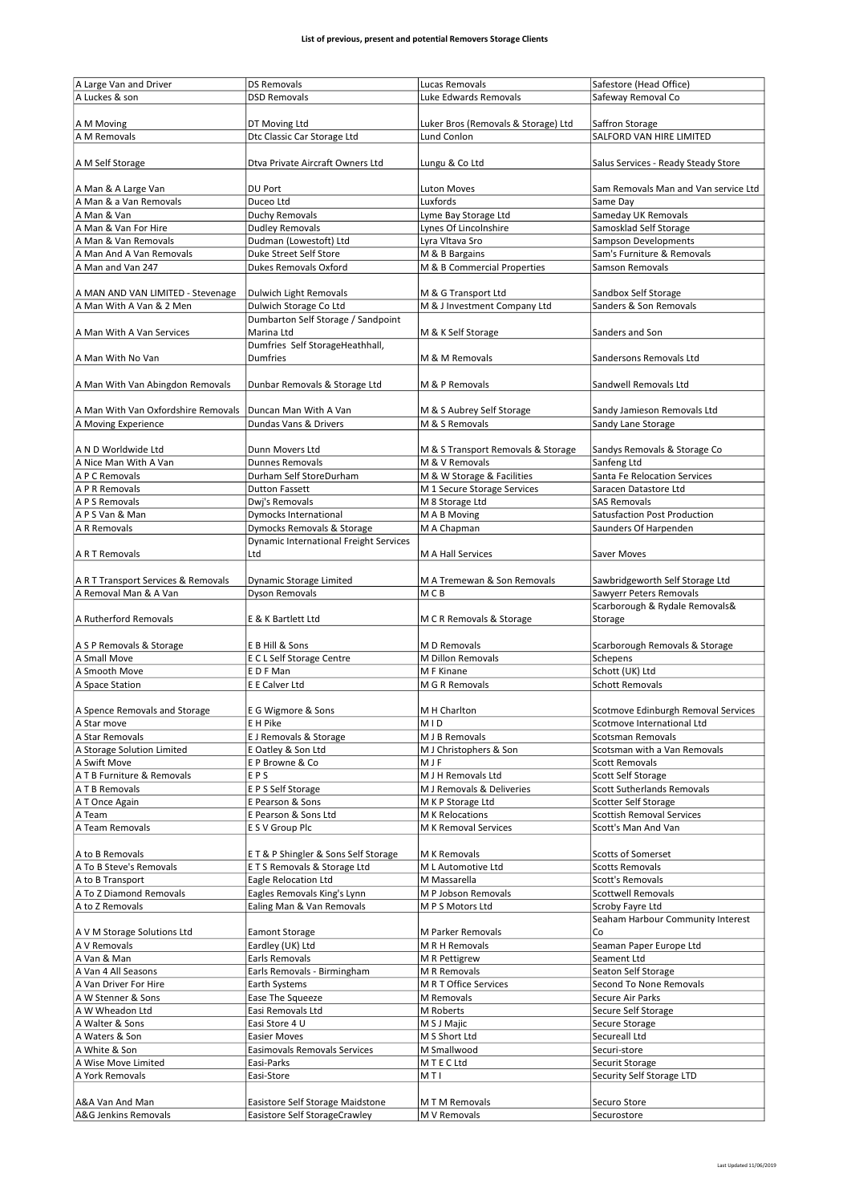**List of previous, present and potential Removers Storage Clients**

| | | | |
|---|---|---|---|
| A Large Van and Driver | DS Removals | Lucas Removals | Safestore (Head Office) |
| A Luckes & son | DSD Removals | Luke Edwards Removals | Safeway Removal Co |
| A M Moving | DT Moving Ltd | Luker Bros (Removals & Storage) Ltd | Saffron Storage |
| A M Removals | Dtc Classic Car Storage Ltd | Lund Conlon | SALFORD VAN HIRE LIMITED |
| A M Self Storage | Dtva Private Aircraft Owners Ltd | Lungu & Co Ltd | Salus Services - Ready Steady Store |
| A Man & A Large Van | DU Port | Luton Moves | Sam Removals Man and Van service Ltd |
| A Man & a Van Removals | Duceo Ltd | Luxfords | Same Day |
| A Man & Van | Duchy Removals | Lyme Bay Storage Ltd | Sameday UK Removals |
| A Man & Van For Hire | Dudley Removals | Lynes Of Lincolnshire | Samosklad Self Storage |
| A Man & Van Removals | Dudman (Lowestoft) Ltd | Lyra Vltava Sro | Sampson Developments |
| A Man And A Van Removals | Duke Street Self Store | M & B Bargains | Sam's Furniture & Removals |
| A Man and Van 247 | Dukes Removals Oxford | M & B Commercial Properties | Samson Removals |
| A MAN AND VAN LIMITED - Stevenage | Dulwich Light Removals | M & G Transport Ltd | Sandbox Self Storage |
| A Man With A Van & 2 Men | Dulwich Storage Co Ltd | M & J Investment Company Ltd | Sanders & Son Removals |
| A Man With A Van Services | Dumbarton Self Storage / Sandpoint Marina Ltd | M & K Self Storage | Sanders and Son |
| A Man With No Van | Dumfries Self StorageHeathhall, Dumfries | M & M Removals | Sandersons Removals Ltd |
| A Man With Van Abingdon Removals | Dunbar Removals & Storage Ltd | M & P Removals | Sandwell Removals Ltd |
| A Man With Van Oxfordshire Removals | Duncan Man With A Van | M & S Aubrey Self Storage | Sandy Jamieson Removals Ltd |
| A Moving Experience | Dundas Vans & Drivers | M & S Removals | Sandy Lane Storage |
| A N D Worldwide Ltd | Dunn Movers Ltd | M & S Transport Removals & Storage | Sandys Removals & Storage Co |
| A Nice Man With A Van | Dunnes Removals | M & V Removals | Sanfeng Ltd |
| A P C Removals | Durham Self StoreDurham | M & W Storage & Facilities | Santa Fe Relocation Services |
| A P R Removals | Dutton Fassett | M 1 Secure Storage Services | Saracen Datastore Ltd |
| A P S Removals | Dwj's Removals | M 8 Storage Ltd | SAS Removals |
| A P S Van & Man | Dymocks International | M A B Moving | Satisfaction Post Production |
| A R Removals | Dymocks Removals & Storage | M A Chapman | Saunders Of Harpenden |
| A R T Removals | Dynamic International Freight Services Ltd | M A Hall Services | Saver Moves |
| A R T Transport Services & Removals | Dynamic Storage Limited | M A Tremewan & Son Removals | Sawbridgeworth Self Storage Ltd |
| A Removal Man & A Van | Dyson Removals | M C B | Sawyerr Peters Removals |
| A Rutherford Removals | E & K Bartlett Ltd | M C R Removals & Storage | Scarborough & Rydale Removals& Storage |
| A S P Removals & Storage | E B Hill & Sons | M D Removals | Scarborough Removals & Storage |
| A Small Move | E C L Self Storage Centre | M Dillon Removals | Schepens |
| A Smooth Move | E D F Man | M F Kinane | Schott (UK) Ltd |
| A Space Station | E E Calver Ltd | M G R Removals | Schott Removals |
| A Spence Removals and Storage | E G Wigmore & Sons | M H Charlton | Scotmove Edinburgh Removal Services |
| A Star move | E H Pike | M I D | Scotmove International Ltd |
| A Star Removals | E J Removals & Storage | M J B Removals | Scotsman Removals |
| A Storage Solution Limited | E Oatley & Son Ltd | M J Christophers & Son | Scotsman with a Van Removals |
| A Swift Move | E P Browne & Co | M J F | Scott Removals |
| A T B Furniture & Removals | E P S | M J H Removals Ltd | Scott Self Storage |
| A T B Removals | E P S Self Storage | M J Removals & Deliveries | Scott Sutherlands Removals |
| A T Once Again | E Pearson & Sons | M K P Storage Ltd | Scotter Self Storage |
| A Team | E Pearson & Sons Ltd | M K Relocations | Scottish Removal Services |
| A Team Removals | E S V Group Plc | M K Removal Services | Scott's Man And Van |
| A to B Removals | E T & P Shingler & Sons Self Storage | M K Removals | Scotts of Somerset |
| A To B Steve's Removals | E T S Removals & Storage Ltd | M L Automotive Ltd | Scotts Removals |
| A to B Transport | Eagle Relocation Ltd | M Massarella | Scott's Removals |
| A To Z Diamond Removals | Eagles Removals King's Lynn | M P Jobson Removals | Scottwell Removals |
| A to Z Removals | Ealing Man & Van Removals | M P S Motors Ltd | Scroby Fayre Ltd |
| A V M Storage Solutions Ltd | Eamont Storage | M Parker Removals | Seaham Harbour Community Interest Co |
| A V Removals | Eardley (UK) Ltd | M R H Removals | Seaman Paper Europe Ltd |
| A Van & Man | Earls Removals | M R Pettigrew | Seament Ltd |
| A Van 4 All Seasons | Earls Removals - Birmingham | M R Removals | Seaton Self Storage |
| A Van Driver For Hire | Earth Systems | M R T Office Services | Second To None Removals |
| A W Stenner & Sons | Ease The Squeeze | M Removals | Secure Air Parks |
| A W Wheadon Ltd | Easi Removals Ltd | M Roberts | Secure Self Storage |
| A Walter & Sons | Easi Store 4 U | M S J Majic | Secure Storage |
| A Waters & Son | Easier Moves | M S Short Ltd | Secureall Ltd |
| A White & Son | Easimovals Removals Services | M Smallwood | Securi-store |
| A Wise Move Limited | Easi-Parks | M T E C Ltd | Securit Storage |
| A York Removals | Easi-Store | M T I | Security Self Storage LTD |
| A&A Van And Man | Easistore Self Storage Maidstone | M T M Removals | Securo Store |
| A&G Jenkins Removals | Easistore Self StorageCrawley | M V Removals | Securostore |

Last Updated 11/06/2019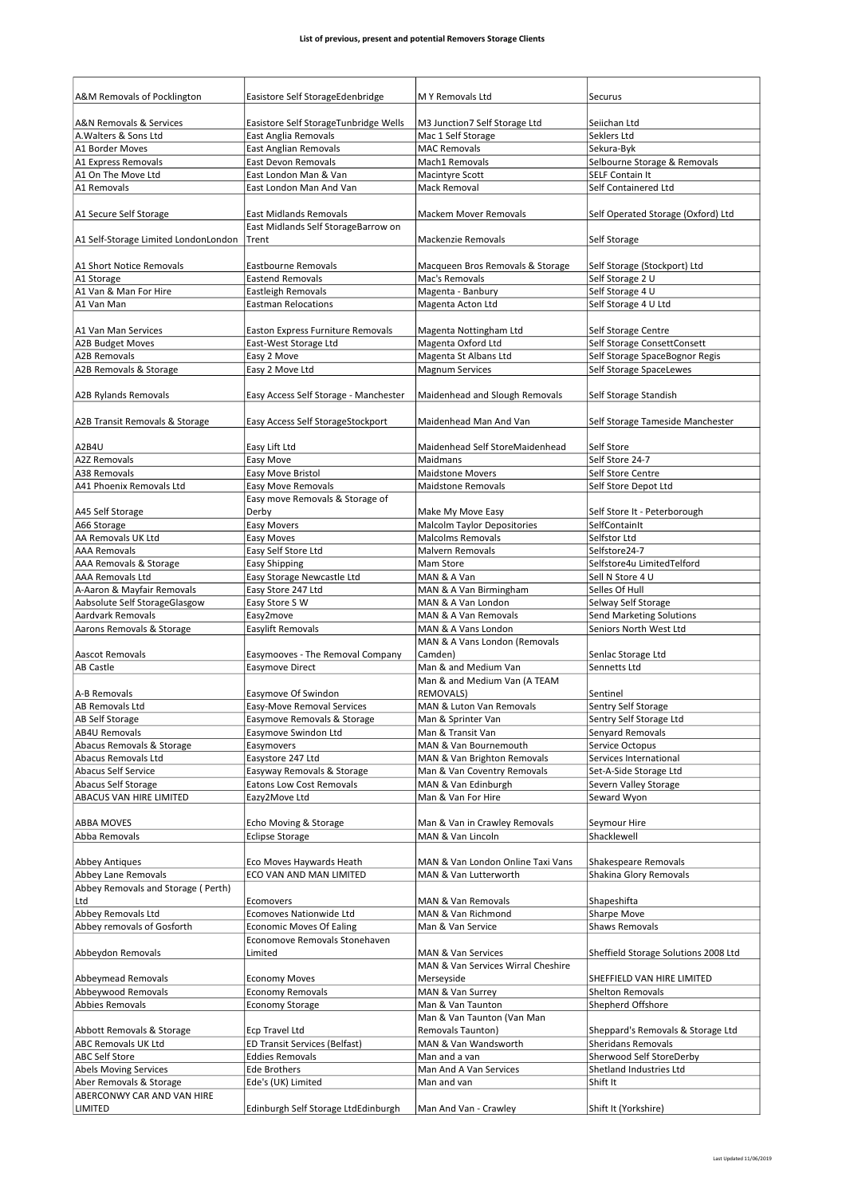**List of previous, present and potential Removers Storage Clients**

| | | | |
|---|---|---|---|
| A&M Removals of Pocklington | Easistore Self StorageEdenbridge | M Y Removals Ltd | Securus |
| A&N Removals & Services | Easistore Self StorageTunbridge Wells | M3 Junction7 Self Storage Ltd | Seiichan Ltd |
| A.Walters & Sons Ltd | East Anglia Removals | Mac 1 Self Storage | Seklers Ltd |
| A1 Border Moves | East Anglian Removals | MAC Removals | Sekura-Byk |
| A1 Express Removals | East Devon Removals | Mach1 Removals | Selbourne Storage & Removals |
| A1 On The Move Ltd | East London Man & Van | Macintyre Scott | SELF Contain It |
| A1 Removals | East London Man And Van | Mack Removal | Self Containered Ltd |
| A1 Secure Self Storage | East Midlands Removals | Mackem Mover Removals | Self Operated Storage (Oxford) Ltd |
| A1 Self-Storage Limited LondonLondon | East Midlands Self StorageBarrow on Trent | Mackenzie Removals | Self Storage |
| A1 Short Notice Removals | Eastbourne Removals | Macqueen Bros Removals & Storage | Self Storage (Stockport) Ltd |
| A1 Storage | Eastend Removals | Mac's Removals | Self Storage 2 U |
| A1 Van & Man For Hire | Eastleigh Removals | Magenta - Banbury | Self Storage 4 U |
| A1 Van Man | Eastman Relocations | Magenta Acton Ltd | Self Storage 4 U Ltd |
| A1 Van Man Services | Easton Express Furniture Removals | Magenta Nottingham Ltd | Self Storage Centre |
| A2B Budget Moves | East-West Storage Ltd | Magenta Oxford Ltd | Self Storage ConsettConsett |
| A2B Removals | Easy 2 Move | Magenta St Albans Ltd | Self Storage SpaceBognor Regis |
| A2B Removals & Storage | Easy 2 Move Ltd | Magnum Services | Self Storage SpaceLewes |
| A2B Rylands Removals | Easy Access Self Storage - Manchester | Maidenhead and Slough Removals | Self Storage Standish |
| A2B Transit Removals & Storage | Easy Access Self StorageStockport | Maidenhead Man And Van | Self Storage Tameside Manchester |
| A2B4U | Easy Lift Ltd | Maidenhead Self StoreMaidenhead | Self Store |
| A2Z Removals | Easy Move | Maidmans | Self Store 24-7 |
| A38 Removals | Easy Move Bristol | Maidstone Movers | Self Store Centre |
| A41 Phoenix Removals Ltd | Easy Move Removals | Maidstone Removals | Self Store Depot Ltd |
| A45 Self Storage | Easy move Removals & Storage of Derby | Make My Move Easy | Self Store It - Peterborough |
| A66 Storage | Easy Movers | Malcolm Taylor Depositories | SelfContainIt |
| AA Removals UK Ltd | Easy Moves | Malcolms Removals | Selfstor Ltd |
| AAA Removals | Easy Self Store Ltd | Malvern Removals | Selfstore24-7 |
| AAA Removals & Storage | Easy Shipping | Mam Store | Selfstore4u LimitedTelford |
| AAA Removals Ltd | Easy Storage Newcastle Ltd | MAN & A Van | Sell N Store 4 U |
| A-Aaron & Mayfair Removals | Easy Store 247 Ltd | MAN & A Van Birmingham | Selles Of Hull |
| Aabsolute Self StorageGlasgow | Easy Store S W | MAN & A Van London | Selway Self Storage |
| Aardvark Removals | Easy2move | MAN & A Van Removals | Send Marketing Solutions |
| Aarons Removals & Storage | Easylift Removals | MAN & A Vans London | Seniors North West Ltd |
| Aascot Removals | Easymooves - The Removal Company | MAN & A Vans London (Removals Camden) | Senlac Storage Ltd |
| AB Castle | Easymove Direct | Man & and Medium Van | Sennetts Ltd |
| A-B Removals | Easymove Of Swindon | Man & and Medium Van (A TEAM REMOVALS) | Sentinel |
| AB Removals Ltd | Easy-Move Removal Services | MAN & Luton Van Removals | Sentry Self Storage |
| AB Self Storage | Easymove Removals & Storage | Man & Sprinter Van | Sentry Self Storage Ltd |
| AB4U Removals | Easymove Swindon Ltd | Man & Transit Van | Senyard Removals |
| Abacus Removals & Storage | Easymovers | MAN & Van Bournemouth | Service Octopus |
| Abacus Removals Ltd | Easystore 247 Ltd | MAN & Van Brighton Removals | Services International |
| Abacus Self Service | Easyway Removals & Storage | Man & Van Coventry Removals | Set-A-Side Storage Ltd |
| Abacus Self Storage | Eatons Low Cost Removals | MAN & Van Edinburgh | Severn Valley Storage |
| ABACUS VAN HIRE LIMITED | Eazy2Move Ltd | Man & Van For Hire | Seward Wyon |
| ABBA MOVES | Echo Moving & Storage | Man & Van in Crawley Removals | Seymour Hire |
| Abba Removals | Eclipse Storage | MAN & Van Lincoln | Shacklewell |
| Abbey Antiques | Eco Moves Haywards Heath | MAN & Van London Online Taxi Vans | Shakespeare Removals |
| Abbey Lane Removals | ECO VAN AND MAN LIMITED | MAN & Van Lutterworth | Shakina Glory Removals |
| Abbey Removals and Storage ( Perth) Ltd | Ecomovers | MAN & Van Removals | Shapeshifta |
| Abbey Removals Ltd | Ecomoves Nationwide Ltd | MAN & Van Richmond | Sharpe Move |
| Abbey removals of Gosforth | Economic Moves Of Ealing | Man & Van Service | Shaws Removals |
| Abbeydon Removals | Economove Removals Stonehaven Limited | MAN & Van Services | Sheffield Storage Solutions 2008 Ltd |
| Abbeymead Removals | Economy Moves | MAN & Van Services Wirral Cheshire Merseyside | SHEFFIELD VAN HIRE LIMITED |
| Abbeywood Removals | Economy Removals | MAN & Van Surrey | Shelton Removals |
| Abbies Removals | Economy Storage | Man & Van Taunton | Shepherd Offshore |
| Abbott Removals & Storage | Ecp Travel Ltd | Man & Van Taunton (Van Man Removals Taunton) | Sheppard's Removals & Storage Ltd |
| ABC Removals UK Ltd | ED Transit Services (Belfast) | MAN & Van Wandsworth | Sheridans Removals |
| ABC Self Store | Eddies Removals | Man and a van | Sherwood Self StoreDerby |
| Abels Moving Services | Ede Brothers | Man And A Van Services | Shetland Industries Ltd |
| Aber Removals & Storage | Ede's (UK) Limited | Man and van | Shift It |
| ABERCONWY CAR AND VAN HIRE LIMITED | Edinburgh Self Storage LtdEdinburgh | Man And Van - Crawley | Shift It (Yorkshire) |

Last Updated 11/06/2019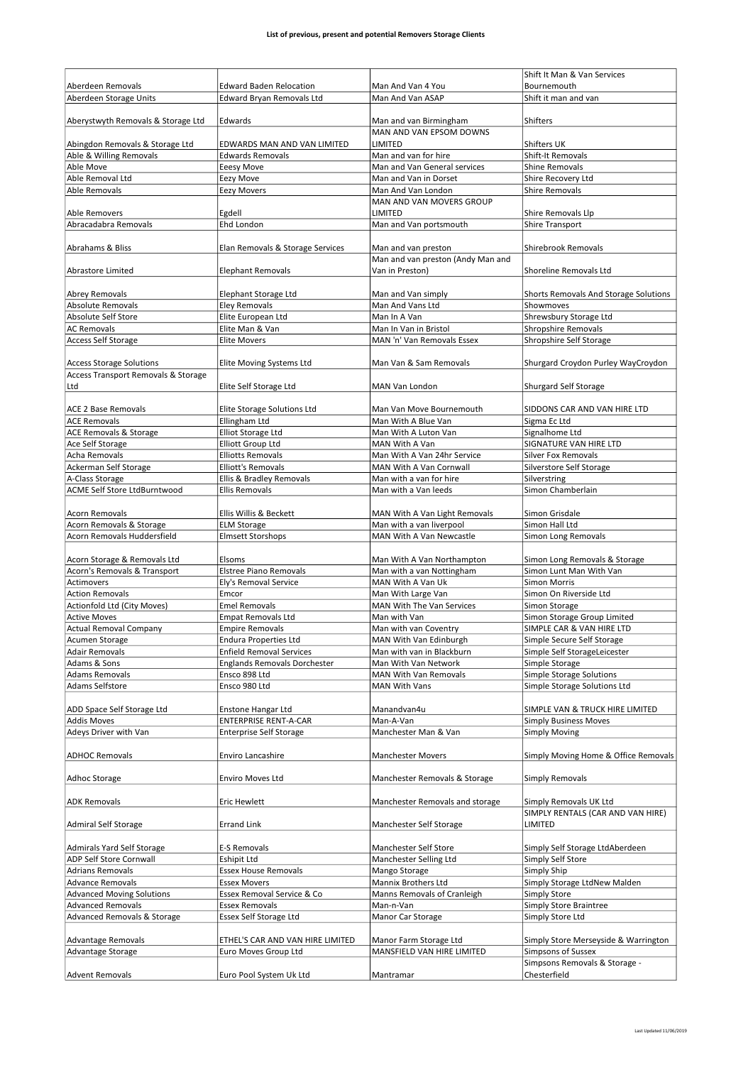**List of previous, present and potential Removers Storage Clients**

| | | | |
|---|---|---|---|
| Aberdeen Removals | Edward Baden Relocation | Man And Van 4 You | Shift It Man & Van Services Bournemouth |
| Aberdeen Storage Units | Edward Bryan Removals Ltd | Man And Van ASAP | Shift it man and van |
| Aberystwyth Removals & Storage Ltd | Edwards | Man and van Birmingham | Shifters |
| Abingdon Removals & Storage Ltd | EDWARDS MAN AND VAN LIMITED | MAN AND VAN EPSOM DOWNS LIMITED | Shifters UK |
| Able & Willing Removals | Edwards Removals | Man and van for hire | Shift-It Removals |
| Able Move | Eeesy Move | Man and Van General services | Shine Removals |
| Able Removal Ltd | Eezy Move | Man and Van in Dorset | Shire Recovery Ltd |
| Able Removals | Eezy Movers | Man And Van London | Shire Removals |
| Able Removers | Egdell | MAN AND VAN MOVERS GROUP LIMITED | Shire Removals Llp |
| Abracadabra Removals | Ehd London | Man and Van portsmouth | Shire Transport |
| Abrahams & Bliss | Elan Removals & Storage Services | Man and van preston | Shirebrook Removals |
| Abrastore Limited | Elephant Removals | Man and van preston (Andy Man and Van in Preston) | Shoreline Removals Ltd |
| Abrey Removals | Elephant Storage Ltd | Man and Van simply | Shorts Removals And Storage Solutions |
| Absolute Removals | Eley Removals | Man And Vans Ltd | Showmoves |
| Absolute Self Store | Elite European Ltd | Man In A Van | Shrewsbury Storage Ltd |
| AC Removals | Elite Man & Van | Man In Van in Bristol | Shropshire Removals |
| Access Self Storage | Elite Movers | MAN 'n' Van Removals Essex | Shropshire Self Storage |
| Access Storage Solutions | Elite Moving Systems Ltd | Man Van & Sam Removals | Shurgard Croydon Purley WayCroydon |
| Access Transport Removals & Storage Ltd | Elite Self Storage Ltd | MAN Van London | Shurgard Self Storage |
| ACE 2 Base Removals | Elite Storage Solutions Ltd | Man Van Move Bournemouth | SIDDONS CAR AND VAN HIRE LTD |
| ACE Removals | Ellingham Ltd | Man With A Blue Van | Sigma Ec Ltd |
| ACE Removals & Storage | Elliot Storage Ltd | Man With A Luton Van | Signalhome Ltd |
| Ace Self Storage | Elliott Group Ltd | MAN With A Van | SIGNATURE VAN HIRE LTD |
| Acha Removals | Elliotts Removals | Man With A Van 24hr Service | Silver Fox Removals |
| Ackerman Self Storage | Elliott's Removals | MAN With A Van Cornwall | Silverstore Self Storage |
| A-Class Storage | Ellis & Bradley Removals | Man with a van for hire | Silverstring |
| ACME Self Store LtdBurntwood | Ellis Removals | Man with a Van leeds | Simon Chamberlain |
| Acorn Removals | Ellis Willis & Beckett | MAN With A Van Light Removals | Simon Grisdale |
| Acorn Removals & Storage | ELM Storage | Man with a van liverpool | Simon Hall Ltd |
| Acorn Removals Huddersfield | Elmsett Storshops | MAN With A Van Newcastle | Simon Long Removals |
| Acorn Storage & Removals Ltd | Elsoms | Man With A Van Northampton | Simon Long Removals & Storage |
| Acorn's Removals & Transport | Elstree Piano Removals | Man with a van Nottingham | Simon Lunt Man With Van |
| Actimovers | Ely's Removal Service | MAN With A Van Uk | Simon Morris |
| Action Removals | Emcor | Man With Large Van | Simon On Riverside Ltd |
| Actionfold Ltd (City Moves) | Emel Removals | MAN With The Van Services | Simon Storage |
| Active Moves | Empat Removals Ltd | Man with Van | Simon Storage Group Limited |
| Actual Removal Company | Empire Removals | Man with van Coventry | SIMPLE CAR & VAN HIRE LTD |
| Acumen Storage | Endura Properties Ltd | MAN With Van Edinburgh | Simple Secure Self Storage |
| Adair Removals | Enfield Removal Services | Man with van in Blackburn | Simple Self StorageLeicester |
| Adams & Sons | Englands Removals Dorchester | Man With Van Network | Simple Storage |
| Adams Removals | Ensco 898 Ltd | MAN With Van Removals | Simple Storage Solutions |
| Adams Selfstore | Ensco 980 Ltd | MAN With Vans | Simple Storage Solutions Ltd |
| ADD Space Self Storage Ltd | Enstone Hangar Ltd | Manandvan4u | SIMPLE VAN & TRUCK HIRE LIMITED |
| Addis Moves | ENTERPRISE RENT-A-CAR | Man-A-Van | Simply Business Moves |
| Adeys Driver with Van | Enterprise Self Storage | Manchester Man & Van | Simply Moving |
| ADHOC Removals | Enviro Lancashire | Manchester Movers | Simply Moving Home & Office Removals |
| Adhoc Storage | Enviro Moves Ltd | Manchester Removals & Storage | Simply Removals |
| ADK Removals | Eric Hewlett | Manchester Removals and storage | Simply Removals UK Ltd |
| Admiral Self Storage | Errand Link | Manchester Self Storage | SIMPLY RENTALS (CAR AND VAN HIRE) LIMITED |
| Admirals Yard Self Storage | E-S Removals | Manchester Self Store | Simply Self Storage LtdAberdeen |
| ADP Self Store Cornwall | Eshipit Ltd | Manchester Selling Ltd | Simply Self Store |
| Adrians Removals | Essex House Removals | Mango Storage | Simply Ship |
| Advance Removals | Essex Movers | Mannix Brothers Ltd | Simply Storage LtdNew Malden |
| Advanced Moving Solutions | Essex Removal Service & Co | Manns Removals of Cranleigh | Simply Store |
| Advanced Removals | Essex Removals | Man-n-Van | Simply Store Braintree |
| Advanced Removals & Storage | Essex Self Storage Ltd | Manor Car Storage | Simply Store Ltd |
| Advantage Removals | ETHEL'S CAR AND VAN HIRE LIMITED | Manor Farm Storage Ltd | Simply Store Merseyside & Warrington |
| Advantage Storage | Euro Moves Group Ltd | MANSFIELD VAN HIRE LIMITED | Simpsons of Sussex |
| Advent Removals | Euro Pool System Uk Ltd | Mantramar | Simpsons Removals & Storage - Chesterfield |

Last Updated 11/06/2019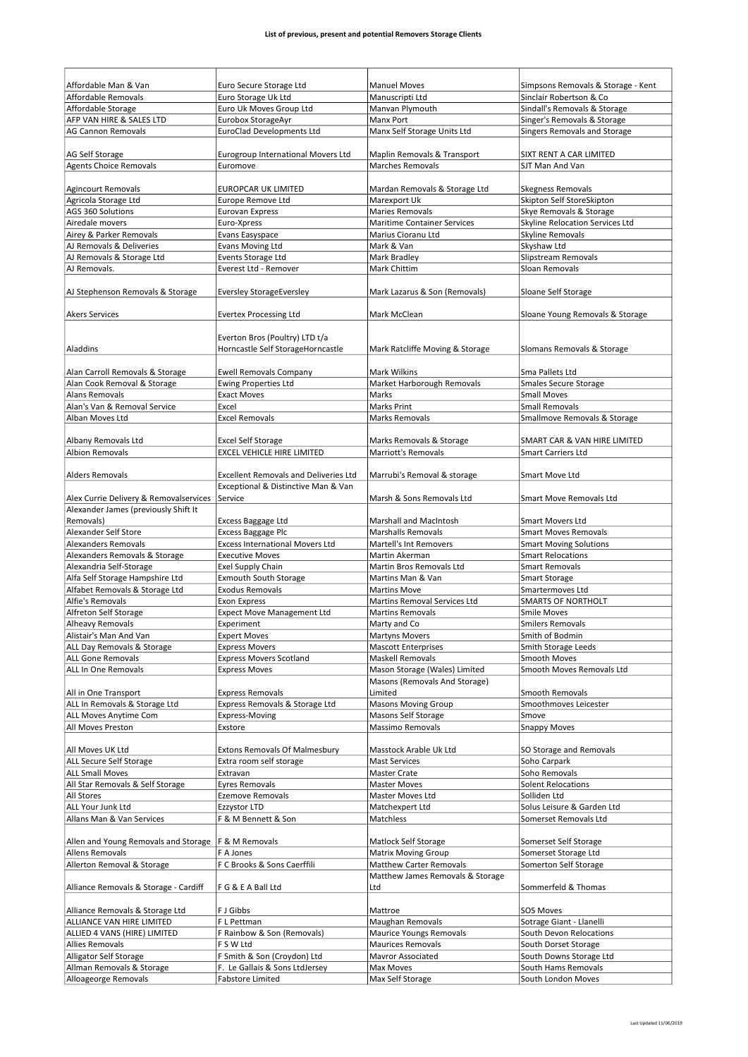**List of previous, present and potential Removers Storage Clients**

| | | | |
|---|---|---|---|
| Affordable Man & Van | Euro Secure Storage Ltd | Manuel Moves | Simpsons Removals & Storage - Kent |
| Affordable Removals | Euro Storage Uk Ltd | Manuscripti Ltd | Sinclair Robertson & Co |
| Affordable Storage | Euro Uk Moves Group Ltd | Manvan Plymouth | Sindall's Removals & Storage |
| AFP VAN HIRE & SALES LTD | Eurobox StorageAyr | Manx Port | Singer's Removals & Storage |
| AG Cannon Removals | EuroClad Developments Ltd | Manx Self Storage Units Ltd | Singers Removals and Storage |
| AG Self Storage | Eurogroup International Movers Ltd | Maplin Removals & Transport | SIXT RENT A CAR LIMITED |
| Agents Choice Removals | Euromove | Marches Removals | SJT Man And Van |
| Agincourt Removals | EUROPCAR UK LIMITED | Mardan Removals & Storage Ltd | Skegness Removals |
| Agricola Storage Ltd | Europe Remove Ltd | Marexport Uk | Skipton Self StoreSkipton |
| AGS 360 Solutions | Eurovan Express | Maries Removals | Skye Removals & Storage |
| Airedale movers | Euro-Xpress | Maritime Container Services | Skyline Relocation Services Ltd |
| Airey & Parker Removals | Evans Easyspace | Marius Cioranu Ltd | Skyline Removals |
| AJ Removals & Deliveries | Evans Moving Ltd | Mark & Van | Skyshaw Ltd |
| AJ Removals & Storage Ltd | Events Storage Ltd | Mark Bradley | Slipstream Removals |
| AJ Removals. | Everest Ltd - Remover | Mark Chittim | Sloan Removals |
| AJ Stephenson Removals & Storage | Eversley StorageEversley | Mark Lazarus & Son (Removals) | Sloane Self Storage |
| Akers Services | Evertex Processing Ltd | Mark McClean | Sloane Young Removals & Storage |
| Aladdins | Everton Bros (Poultry) LTD t/a Horncastle Self StorageHorncastle | Mark Ratcliffe Moving & Storage | Slomans Removals & Storage |
| Alan Carroll Removals & Storage | Ewell Removals Company | Mark Wilkins | Sma Pallets Ltd |
| Alan Cook Removal & Storage | Ewing Properties Ltd | Market Harborough Removals | Smales Secure Storage |
| Alans Removals | Exact Moves | Marks | Small Moves |
| Alan's Van & Removal Service | Excel | Marks Print | Small Removals |
| Alban Moves Ltd | Excel Removals | Marks Removals | Smallmove Removals & Storage |
| Albany Removals Ltd | Excel Self Storage | Marks Removals & Storage | SMART CAR & VAN HIRE LIMITED |
| Albion Removals | EXCEL VEHICLE HIRE LIMITED | Marriott's Removals | Smart Carriers Ltd |
| Alders Removals | Excellent Removals and Deliveries Ltd | Marrubi's Removal & storage | Smart Move Ltd |
| Alex Currie Delivery & Removalservices | Exceptional & Distinctive Man & Van Service | Marsh & Sons Removals Ltd | Smart Move Removals Ltd |
| Alexander James (previously Shift It Removals) | Excess Baggage Ltd | Marshall and MacIntosh | Smart Movers Ltd |
| Alexander Self Store | Excess Baggage Plc | Marshalls Removals | Smart Moves Removals |
| Alexanders Removals | Excess International Movers Ltd | Martell's Int Removers | Smart Moving Solutions |
| Alexanders Removals & Storage | Executive Moves | Martin Akerman | Smart Relocations |
| Alexandria Self-Storage | Exel Supply Chain | Martin Bros Removals Ltd | Smart Removals |
| Alfa Self Storage Hampshire Ltd | Exmouth South Storage | Martins Man & Van | Smart Storage |
| Alfabet Removals & Storage Ltd | Exodus Removals | Martins Move | Smartermoves Ltd |
| Alfie's Removals | Exon Express | Martins Removal Services Ltd | SMARTS OF NORTHOLT |
| Alfreton Self Storage | Expect Move Management Ltd | Martins Removals | Smile Moves |
| Alheavy Removals | Experiment | Marty and Co | Smilers Removals |
| Alistair's Man And Van | Expert Moves | Martyns Movers | Smith of Bodmin |
| ALL Day Removals & Storage | Express Movers | Mascott Enterprises | Smith Storage Leeds |
| ALL Gone Removals | Express Movers Scotland | Maskell Removals | Smooth Moves |
| ALL In One Removals | Express Moves | Mason Storage (Wales) Limited | Smooth Moves Removals Ltd |
| All in One Transport | Express Removals | Masons (Removals And Storage) Limited | Smooth Removals |
| ALL In Removals & Storage Ltd | Express Removals & Storage Ltd | Masons Moving Group | Smoothmoves Leicester |
| ALL Moves Anytime Com | Express-Moving | Masons Self Storage | Smove |
| All Moves Preston | Exstore | Massimo Removals | Snappy Moves |
| All Moves UK Ltd | Extons Removals Of Malmesbury | Masstock Arable Uk Ltd | SO Storage and Removals |
| ALL Secure Self Storage | Extra room self storage | Mast Services | Soho Carpark |
| ALL Small Moves | Extravan | Master Crate | Soho Removals |
| All Star Removals & Self Storage | Eyres Removals | Master Moves | Solent Relocations |
| All Stores | Ezemove Removals | Master Moves Ltd | Solliden Ltd |
| ALL Your Junk Ltd | Ezzystor LTD | Matchexpert Ltd | Solus Leisure & Garden Ltd |
| Allans Man & Van Services | F & M Bennett & Son | Matchless | Somerset Removals Ltd |
| Allen and Young Removals and Storage | F & M Removals | Matlock Self Storage | Somerset Self Storage |
| Allens Removals | F A Jones | Matrix Moving Group | Somerset Storage Ltd |
| Allerton Removal & Storage | F C Brooks & Sons Caerffili | Matthew Carter Removals | Somerton Self Storage |
| Alliance Removals & Storage - Cardiff | F G & E A Ball Ltd | Matthew James Removals & Storage Ltd | Sommerfeld & Thomas |
| Alliance Removals & Storage Ltd | F J Gibbs | Mattroe | SOS Moves |
| ALLIANCE VAN HIRE LIMITED | F L Pettman | Maughan Removals | Sotrage Giant - Llanelli |
| ALLIED 4 VANS (HIRE) LIMITED | F Rainbow & Son (Removals) | Maurice Youngs Removals | South Devon Relocations |
| Allies Removals | F S W Ltd | Maurices Removals | South Dorset Storage |
| Alligator Self Storage | F Smith & Son (Croydon) Ltd | Mavror Associated | South Downs Storage Ltd |
| Allman Removals & Storage | F. Le Gallais & Sons LtdJersey | Max Moves | South Hams Removals |
| Alloageorge Removals | Fabstore Limited | Max Self Storage | South London Moves |

Last Updated 11/06/2019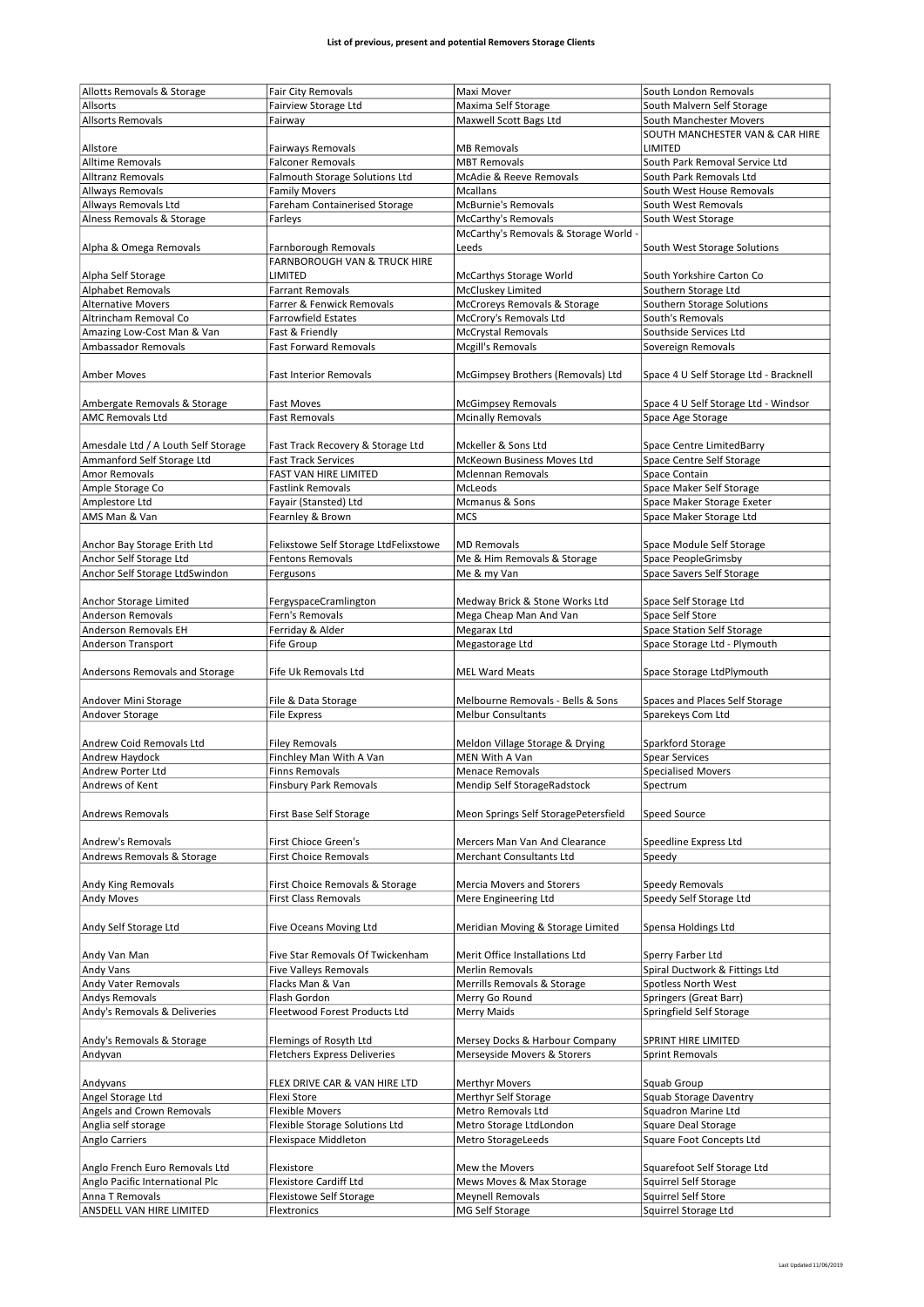**List of previous, present and potential Removers Storage Clients**

| | | | |
|---|---|---|---|
| Allotts Removals & Storage | Fair City Removals | Maxi Mover | South London Removals |
| Allsorts | Fairview Storage Ltd | Maxima Self Storage | South Malvern Self Storage |
| Allsorts Removals | Fairway | Maxwell Scott Bags Ltd | South Manchester Movers |
| Allstore | Fairways Removals | MB Removals | SOUTH MANCHESTER VAN & CAR HIRE LIMITED |
| Alltime Removals | Falconer Removals | MBT Removals | South Park Removal Service Ltd |
| Alltranz Removals | Falmouth Storage Solutions Ltd | McAdie & Reeve Removals | South Park Removals Ltd |
| Allways Removals | Family Movers | Mcallans | South West House Removals |
| Allways Removals Ltd | Fareham Containerised Storage | McBurnie's Removals | South West Removals |
| Alness Removals & Storage | Farleys | McCarthy's Removals | South West Storage |
| Alpha & Omega Removals | Farnborough Removals | McCarthy's Removals & Storage World - Leeds | South West Storage Solutions |
| Alpha Self Storage | FARNBOROUGH VAN & TRUCK HIRE LIMITED | McCarthys Storage World | South Yorkshire Carton Co |
| Alphabet Removals | Farrant Removals | McCluskey Limited | Southern Storage Ltd |
| Alternative Movers | Farrer & Fenwick Removals | McCroreys Removals & Storage | Southern Storage Solutions |
| Altrincham Removal Co | Farrowfield Estates | McCrory's Removals Ltd | South's Removals |
| Amazing Low-Cost Man & Van | Fast & Friendly | McCrystal Removals | Southside Services Ltd |
| Ambassador Removals | Fast Forward Removals | Mcgill's Removals | Sovereign Removals |
| Amber Moves | Fast Interior Removals | McGimpsey Brothers (Removals) Ltd | Space 4 U Self Storage Ltd - Bracknell |
| Ambergate Removals & Storage | Fast Moves | McGimpsey Removals | Space 4 U Self Storage Ltd - Windsor |
| AMC Removals Ltd | Fast Removals | Mcinally Removals | Space Age Storage |
| Amesdale Ltd / A Louth Self Storage | Fast Track Recovery & Storage Ltd | Mckeller & Sons Ltd | Space Centre LimitedBarry |
| Ammanford Self Storage Ltd | Fast Track Services | McKeown Business Moves Ltd | Space Centre Self Storage |
| Amor Removals | FAST VAN HIRE LIMITED | Mclennan Removals | Space Contain |
| Ample Storage Co | Fastlink Removals | McLeods | Space Maker Self Storage |
| Amplestore Ltd | Fayair (Stansted) Ltd | Mcmanus & Sons | Space Maker Storage Exeter |
| AMS Man & Van | Fearnley & Brown | MCS | Space Maker Storage Ltd |
| Anchor Bay Storage Erith Ltd | Felixstowe Self Storage LtdFelixstowe | MD Removals | Space Module Self Storage |
| Anchor Self Storage Ltd | Fentons Removals | Me & Him Removals & Storage | Space PeopleGrimsby |
| Anchor Self Storage LtdSwindon | Fergusons | Me & my Van | Space Savers Self Storage |
| Anchor Storage Limited | FergyspaceCramlington | Medway Brick & Stone Works Ltd | Space Self Storage Ltd |
| Anderson Removals | Fern's Removals | Mega Cheap Man And Van | Space Self Store |
| Anderson Removals EH | Ferriday & Alder | Megarax Ltd | Space Station Self Storage |
| Anderson Transport | Fife Group | Megastorage Ltd | Space Storage Ltd - Plymouth |
| Andersons Removals and Storage | Fife Uk Removals Ltd | MEL Ward Meats | Space Storage LtdPlymouth |
| Andover Mini Storage | File & Data Storage | Melbourne Removals - Bells & Sons | Spaces and Places Self Storage |
| Andover Storage | File Express | Melbur Consultants | Sparekeys Com Ltd |
| Andrew Coid Removals Ltd | Filey Removals | Meldon Village Storage & Drying | Sparkford Storage |
| Andrew Haydock | Finchley Man With A Van | MEN With A Van | Spear Services |
| Andrew Porter Ltd | Finns Removals | Menace Removals | Specialised Movers |
| Andrews of Kent | Finsbury Park Removals | Mendip Self StorageRadstock | Spectrum |
| Andrews Removals | First Base Self Storage | Meon Springs Self StoragePetersfield | Speed Source |
| Andrew's Removals | First Chioce Green's | Mercers Man Van And Clearance | Speedline Express Ltd |
| Andrews Removals & Storage | First Choice Removals | Merchant Consultants Ltd | Speedy |
| Andy King Removals | First Choice Removals & Storage | Mercia Movers and Storers | Speedy Removals |
| Andy Moves | First Class Removals | Mere Engineering Ltd | Speedy Self Storage Ltd |
| Andy Self Storage Ltd | Five Oceans Moving Ltd | Meridian Moving & Storage Limited | Spensa Holdings Ltd |
| Andy Van Man | Five Star Removals Of Twickenham | Merit Office Installations Ltd | Sperry Farber Ltd |
| Andy Vans | Five Valleys Removals | Merlin Removals | Spiral Ductwork & Fittings Ltd |
| Andy Vater Removals | Flacks Man & Van | Merrills Removals & Storage | Spotless North West |
| Andys Removals | Flash Gordon | Merry Go Round | Springers (Great Barr) |
| Andy's Removals & Deliveries | Fleetwood Forest Products Ltd | Merry Maids | Springfield Self Storage |
| Andy's Removals & Storage | Flemings of Rosyth Ltd | Mersey Docks & Harbour Company | SPRINT HIRE LIMITED |
| Andyvan | Fletchers Express Deliveries | Merseyside Movers & Storers | Sprint Removals |
| Andyvans | FLEX DRIVE CAR & VAN HIRE LTD | Merthyr Movers | Squab Group |
| Angel Storage Ltd | Flexi Store | Merthyr Self Storage | Squab Storage Daventry |
| Angels and Crown Removals | Flexible Movers | Metro Removals Ltd | Squadron Marine Ltd |
| Anglia self storage | Flexible Storage Solutions Ltd | Metro Storage LtdLondon | Square Deal Storage |
| Anglo Carriers | Flexispace Middleton | Metro StorageLeeds | Square Foot Concepts Ltd |
| Anglo French Euro Removals Ltd | Flexistore | Mew the Movers | Squarefoot Self Storage Ltd |
| Anglo Pacific International Plc | Flexistore Cardiff Ltd | Mews Moves & Max Storage | Squirrel Self Storage |
| Anna T Removals | Flexistowe Self Storage | Meynell Removals | Squirrel Self Store |
| ANSDELL VAN HIRE LIMITED | Flextronics | MG Self Storage | Squirrel Storage Ltd |

Last Updated 11/06/2019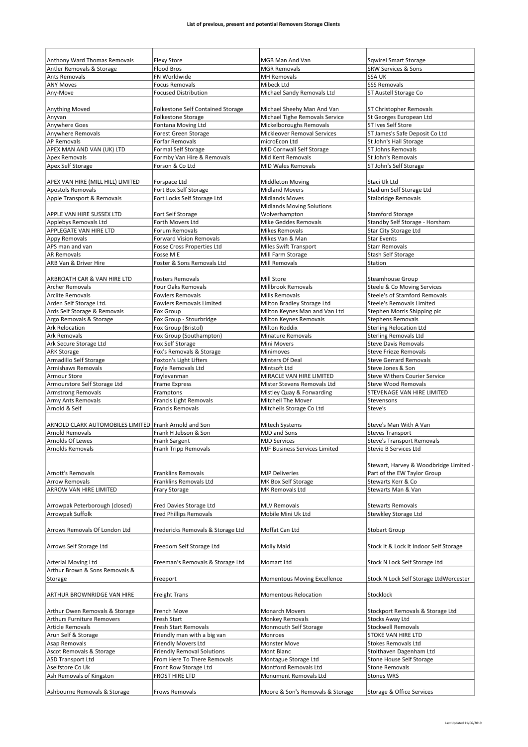**List of previous, present and potential Removers Storage Clients**

| | | | |
|---|---|---|---|
| Anthony Ward Thomas Removals | Flexy Store | MGB Man And Van | Sqwirel Smart Storage |
| Antler Removals & Storage | Flood Bros | MGR Removals | SRW Services & Sons |
| Ants Removals | FN Worldwide | MH Removals | SSA UK |
| ANY Moves | Focus Removals | Mibeck Ltd | SSS Removals |
| Any-Move | Focused Distribution | Michael Sandy Removals Ltd | ST Austell Storage Co |
| Anything Moved | Folkestone Self Contained Storage | Michael Sheehy Man And Van | ST Christopher Removals |
| Anyvan | Folkestone Storage | Michael Tighe Removals Service | St Georges European Ltd |
| Anywhere Goes | Fontana Moving Ltd | Mickelboroughs Removals | ST Ives Self Store |
| Anywhere Removals | Forest Green Storage | Mickleover Removal Services | ST James's Safe Deposit Co Ltd |
| AP Removals | Forfar Removals | microEcon Ltd | St John's Hall Storage |
| APEX MAN AND VAN (UK) LTD | Formal Self Storage | MID Cornwall Self Storage | ST Johns Removals |
| Apex Removals | Formby Van Hire & Removals | Mid Kent Removals | St John's Removals |
| Apex Self Storage | Forson & Co Ltd | MID Wales Removals | ST John's Self Storage |
| APEX VAN HIRE (MILL HILL) LIMITED | Forspace Ltd | Middleton Moving | Staci Uk Ltd |
| Apostols Removals | Fort Box Self Storage | Midland Movers | Stadium Self Storage Ltd |
| Apple Transport & Removals | Fort Locks Self Storage Ltd | Midlands Moves | Stalbridge Removals |
| APPLE VAN HIRE SUSSEX LTD | Fort Self Storage | Midlands Moving Solutions Wolverhampton | Stamford Storage |
| Applebys Removals Ltd | Forth Movers Ltd | Mike Geddes Removals | Standby Self Storage - Horsham |
| APPLEGATE VAN HIRE LTD | Forum Removals | Mikes Removals | Star City Storage Ltd |
| Appy Removals | Forward Vision Removals | Mikes Van & Man | Star Events |
| APS man and van | Fosse Cross Properties Ltd | Miles Swift Transport | Starr Removals |
| AR Removals | Fosse M E | Mill Farm Storage | Stash Self Storage |
| ARB Van & Driver Hire | Foster & Sons Removals Ltd | Mill Removals | Station |
| ARBROATH CAR & VAN HIRE LTD | Fosters Removals | Mill Store | Steamhouse Group |
| Archer Removals | Four Oaks Removals | Millbrook Removals | Steele & Co Moving Services |
| Arclite Removals | Fowlers Removals | Mills Removals | Steele's of Stamford Removals |
| Arden Self Storage Ltd. | Fowlers Removals Limited | Milton Bradley Storage Ltd | Steele's Removals Limited |
| Ards Self Storage & Removals | Fox Group | Milton Keynes Man and Van Ltd | Stephen Morris Shipping plc |
| Argo Removals & Storage | Fox Group - Stourbridge | Milton Keynes Removals | Stephens Removals |
| Ark Relocation | Fox Group (Bristol) | Milton Roddix | Sterling Relocation Ltd |
| Ark Removals | Fox Group (Southampton) | Minature Removals | Sterling Removals Ltd |
| Ark Secure Storage Ltd | Fox Self Storage | Mini Movers | Steve Davis Removals |
| ARK Storage | Fox's Removals & Storage | Minimoves | Steve Frieze Removals |
| Armadillo Self Storage | Foxton's Light Lifters | Minters Of Deal | Steve Gerrard Removals |
| Armishaws Removals | Foyle Removals Ltd | Mintsoft Ltd | Steve Jones & Son |
| Armour Store | Foylevanman | MIRACLE VAN HIRE LIMITED | Steve Withers Courier Service |
| Armourstore Self Storage Ltd | Frame Express | Mister Stevens Removals Ltd | Steve Wood Removals |
| Armstrong Removals | Framptons | Mistley Quay & Forwarding | STEVENAGE VAN HIRE LIMITED |
| Army Ants Removals | Francis Light Removals | Mitchell The Mover | Stevensons |
| Arnold & Self | Francis Removals | Mitchells Storage Co Ltd | Steve's |
| ARNOLD CLARK AUTOMOBILES LIMITED | Frank Arnold and Son | Mitech Systems | Steve's Man With A Van |
| Arnold Removals | Frank H Jebson & Son | MJD and Sons | Steves Transport |
| Arnolds Of Lewes | Frank Sargent | MJD Services | Steve's Transport Removals |
| Arnolds Removals | Frank Tripp Removals | MJF Business Services Limited | Stevie B Services Ltd |
| Arnott's Removals | Franklins Removals | MJP Deliveries | Stewart, Harvey & Woodbridge Limited - Part of the EW Taylor Group |
| Arrow Removals | Franklins Removals Ltd | MK Box Self Storage | Stewarts Kerr & Co |
| ARROW VAN HIRE LIMITED | Frary Storage | MK Removals Ltd | Stewarts Man & Van |
| Arrowpak Peterborough (closed) | Fred Davies Storage Ltd | MLV Removals | Stewarts Removals |
| Arrowpak Suffolk | Fred Phillips Removals | Mobile Mini Uk Ltd | Stewkley Storage Ltd |
| Arrows Removals Of London Ltd | Fredericks Removals & Storage Ltd | Moffat Can Ltd | Stobart Group |
| Arrows Self Storage Ltd | Freedom Self Storage Ltd | Molly Maid | Stock It & Lock It Indoor Self Storage |
| Arterial Moving Ltd | Freeman's Removals & Storage Ltd | Momart Ltd | Stock N Lock Self Storage Ltd |
| Arthur Brown & Sons Removals & Storage | Freeport | Momentous Moving Excellence | Stock N Lock Self Storage LtdWorcester |
| ARTHUR BROWNRIDGE VAN HIRE | Freight Trans | Momentous Relocation | Stocklock |
| Arthur Owen Removals & Storage | French Move | Monarch Movers | Stockport Removals & Storage Ltd |
| Arthurs Furniture Removers | Fresh Start | Monkey Removals | Stocks Away Ltd |
| Article Removals | Fresh Start Removals | Monmouth Self Storage | Stockwell Removals |
| Arun Self & Storage | Friendly man with a big van | Monroes | STOKE VAN HIRE LTD |
| Asap Removals | Friendly Movers Ltd | Monster Move | Stokes Removals Ltd |
| Ascot Removals & Storage | Friendly Removal Solutions | Mont Blanc | Stolthaven Dagenham Ltd |
| ASD Transport Ltd | From Here To There Removals | Montague Storage Ltd | Stone House Self Storage |
| Aselfstore Co Uk | Front Row Storage Ltd | Montford Removals Ltd | Stone Removals |
| Ash Removals of Kingston | FROST HIRE LTD | Monument Removals Ltd | Stones WRS |
| Ashbourne Removals & Storage | Frows Removals | Moore & Son's Removals & Storage | Storage & Office Services |

Last Updated 11/06/2019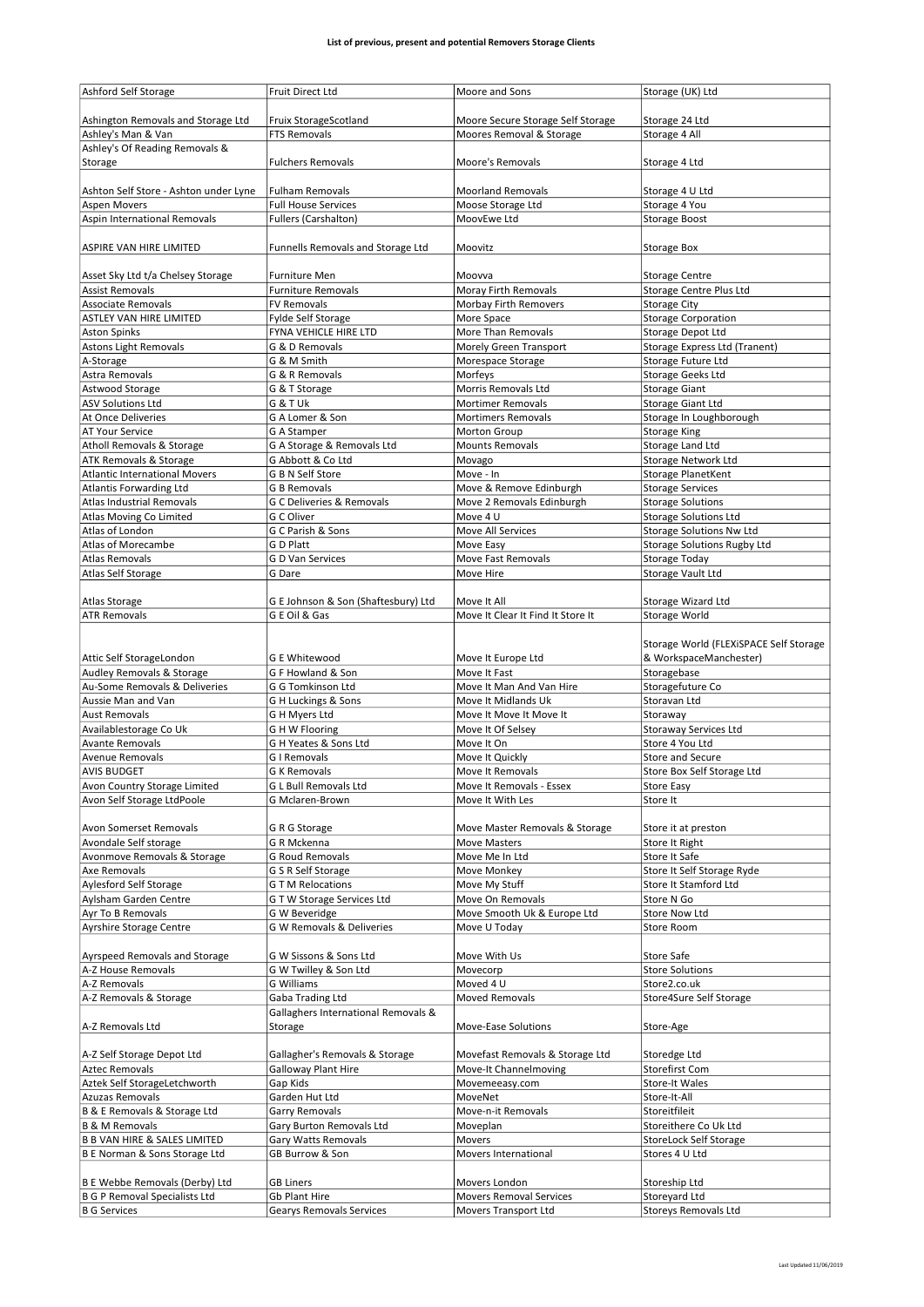**List of previous, present and potential Removers Storage Clients**

| | | | |
|---|---|---|---|
| Ashford Self Storage | Fruit Direct Ltd | Moore and Sons | Storage (UK) Ltd |
| Ashington Removals and Storage Ltd | Fruix StorageScotland | Moore Secure Storage Self Storage | Storage 24 Ltd |
| Ashley's Man & Van | FTS Removals | Moores Removal & Storage | Storage 4 All |
| Ashley's Of Reading Removals & Storage | Fulchers Removals | Moore's Removals | Storage 4 Ltd |
| Ashton Self Store - Ashton under Lyne | Fulham Removals | Moorland Removals | Storage 4 U Ltd |
| Aspen Movers | Full House Services | Moose Storage Ltd | Storage 4 You |
| Aspin International Removals | Fullers (Carshalton) | MoovEwe Ltd | Storage Boost |
| ASPIRE VAN HIRE LIMITED | Funnells Removals and Storage Ltd | Moovitz | Storage Box |
| Asset Sky Ltd t/a Chelsey Storage | Furniture Men | Moovva | Storage Centre |
| Assist Removals | Furniture Removals | Moray Firth Removals | Storage Centre Plus Ltd |
| Associate Removals | FV Removals | Morbay Firth Removers | Storage City |
| ASTLEY VAN HIRE LIMITED | Fylde Self Storage | More Space | Storage Corporation |
| Aston Spinks | FYNA VEHICLE HIRE LTD | More Than Removals | Storage Depot Ltd |
| Astons Light Removals | G & D Removals | Morely Green Transport | Storage Express Ltd (Tranent) |
| A-Storage | G & M Smith | Morespace Storage | Storage Future Ltd |
| Astra Removals | G & R Removals | Morfeys | Storage Geeks Ltd |
| Astwood Storage | G & T Storage | Morris Removals Ltd | Storage Giant |
| ASV Solutions Ltd | G & T Uk | Mortimer Removals | Storage Giant Ltd |
| At Once Deliveries | G A Lomer & Son | Mortimers Removals | Storage In Loughborough |
| AT Your Service | G A Stamper | Morton Group | Storage King |
| Atholl Removals & Storage | G A Storage & Removals Ltd | Mounts Removals | Storage Land Ltd |
| ATK Removals & Storage | G Abbott & Co Ltd | Movago | Storage Network Ltd |
| Atlantic International Movers | G B N Self Store | Move - In | Storage PlanetKent |
| Atlantis Forwarding Ltd | G B Removals | Move & Remove Edinburgh | Storage Services |
| Atlas Industrial Removals | G C Deliveries & Removals | Move 2 Removals Edinburgh | Storage Solutions |
| Atlas Moving Co Limited | G C Oliver | Move 4 U | Storage Solutions Ltd |
| Atlas of London | G C Parish & Sons | Move All Services | Storage Solutions Nw Ltd |
| Atlas of Morecambe | G D Platt | Move Easy | Storage Solutions Rugby Ltd |
| Atlas Removals | G D Van Services | Move Fast Removals | Storage Today |
| Atlas Self Storage | G Dare | Move Hire | Storage Vault Ltd |
| Atlas Storage | G E Johnson & Son (Shaftesbury) Ltd | Move It All | Storage Wizard Ltd |
| ATR Removals | G E Oil & Gas | Move It Clear It Find It Store It | Storage World |
| Attic Self StorageLondon | G E Whitewood | Move It Europe Ltd | Storage World (FLEXiSPACE Self Storage & WorkspaceManchester) |
| Audley Removals & Storage | G F Howland & Son | Move It Fast | Storagebase |
| Au-Some Removals & Deliveries | G G Tomkinson Ltd | Move It Man And Van Hire | Storagefuture Co |
| Aussie Man and Van | G H Luckings & Sons | Move It Midlands Uk | Storavan Ltd |
| Aust Removals | G H Myers Ltd | Move It Move It Move It | Storaway |
| Availablestorage Co Uk | G H W Flooring | Move It Of Selsey | Storaway Services Ltd |
| Avante Removals | G H Yeates & Sons Ltd | Move It On | Store 4 You Ltd |
| Avenue Removals | G I Removals | Move It Quickly | Store and Secure |
| AVIS BUDGET | G K Removals | Move It Removals | Store Box Self Storage Ltd |
| Avon Country Storage Limited | G L Bull Removals Ltd | Move It Removals - Essex | Store Easy |
| Avon Self Storage LtdPoole | G Mclaren-Brown | Move It With Les | Store It |
| Avon Somerset Removals | G R G Storage | Move Master Removals & Storage | Store it at preston |
| Avondale Self storage | G R Mckenna | Move Masters | Store It Right |
| Avonmove Removals & Storage | G Roud Removals | Move Me In Ltd | Store It Safe |
| Axe Removals | G S R Self Storage | Move Monkey | Store It Self Storage Ryde |
| Aylesford Self Storage | G T M Relocations | Move My Stuff | Store It Stamford Ltd |
| Aylsham Garden Centre | G T W Storage Services Ltd | Move On Removals | Store N Go |
| Ayr To B Removals | G W Beveridge | Move Smooth Uk & Europe Ltd | Store Now Ltd |
| Ayrshire Storage Centre | G W Removals & Deliveries | Move U Today | Store Room |
| Ayrspeed Removals and Storage | G W Sissons & Sons Ltd | Move With Us | Store Safe |
| A-Z House Removals | G W Twilley & Son Ltd | Movecorp | Store Solutions |
| A-Z Removals | G Williams | Moved 4 U | Store2.co.uk |
| A-Z Removals & Storage | Gaba Trading Ltd | Moved Removals | Store4Sure Self Storage |
| A-Z Removals Ltd | Gallaghers International Removals & Storage | Move-Ease Solutions | Store-Age |
| A-Z Self Storage Depot Ltd | Gallagher's Removals & Storage | Movefast Removals & Storage Ltd | Storedge Ltd |
| Aztec Removals | Galloway Plant Hire | Move-It Channelmoving | Storefirst Com |
| Aztek Self StorageLetchworth | Gap Kids | Movemeeasy.com | Store-It Wales |
| Azuzas Removals | Garden Hut Ltd | MoveNet | Store-It-All |
| B & E Removals & Storage Ltd | Garry Removals | Move-n-it Removals | Storeitfileit |
| B & M Removals | Gary Burton Removals Ltd | Moveplan | Storeithere Co Uk Ltd |
| B B VAN HIRE & SALES LIMITED | Gary Watts Removals | Movers | StoreLock Self Storage |
| B E Norman & Sons Storage Ltd | GB Burrow & Son | Movers International | Stores 4 U Ltd |
| B E Webbe Removals (Derby) Ltd | GB Liners | Movers London | Storeship Ltd |
| B G P Removal Specialists Ltd | Gb Plant Hire | Movers Removal Services | Storeyard Ltd |
| B G Services | Gearys Removals Services | Movers Transport Ltd | Storeys Removals Ltd |

Last Updated 11/06/2019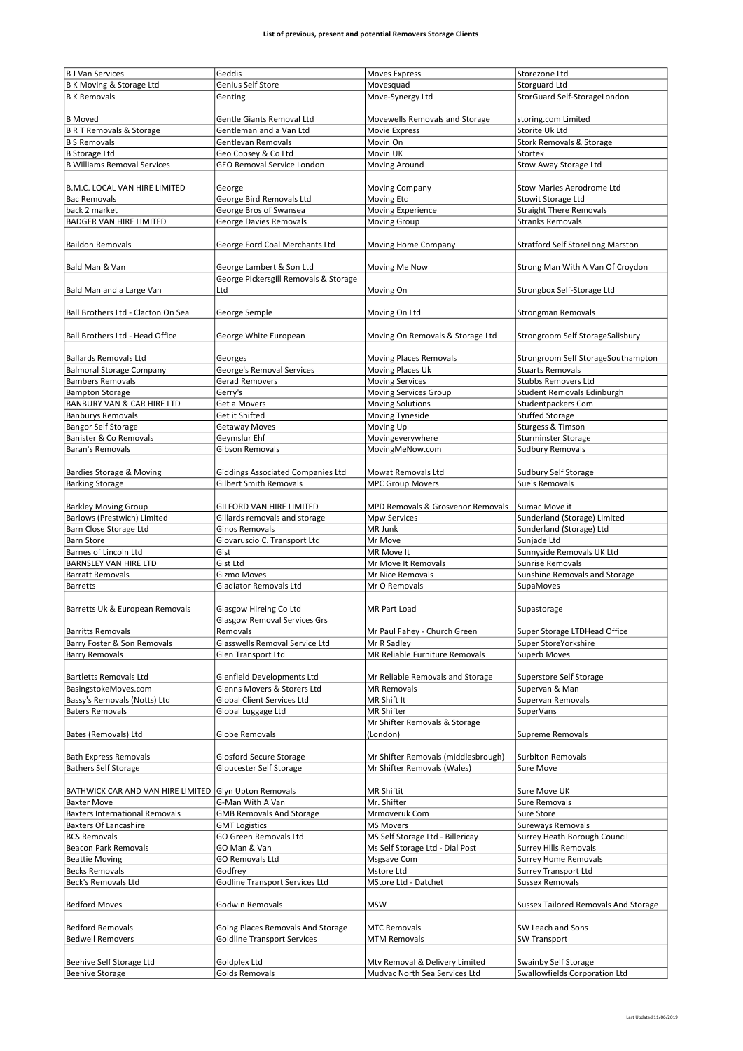**List of previous, present and potential Removers Storage Clients**

| | | | |
|---|---|---|---|
| B J Van Services | Geddis | Moves Express | Storezone Ltd |
| B K Moving & Storage Ltd | Genius Self Store | Movesquad | Storguard Ltd |
| B K Removals | Genting | Move-Synergy Ltd | StorGuard Self-StorageLondon |
| B Moved | Gentle Giants Removal Ltd | Movewells Removals and Storage | storing.com Limited |
| B R T Removals & Storage | Gentleman and a Van Ltd | Movie Express | Storite Uk Ltd |
| B S Removals | Gentlevan Removals | Movin On | Stork Removals & Storage |
| B Storage Ltd | Geo Copsey & Co Ltd | Movin UK | Stortek |
| B Williams Removal Services | GEO Removal Service London | Moving Around | Stow Away Storage Ltd |
| B.M.C. LOCAL VAN HIRE LIMITED | George | Moving Company | Stow Maries Aerodrome Ltd |
| Bac Removals | George Bird Removals Ltd | Moving Etc | Stowit Storage Ltd |
| back 2 market | George Bros of Swansea | Moving Experience | Straight There Removals |
| BADGER VAN HIRE LIMITED | George Davies Removals | Moving Group | Stranks Removals |
| Baildon Removals | George Ford Coal Merchants Ltd | Moving Home Company | Stratford Self StoreLong Marston |
| Bald Man & Van | George Lambert & Son Ltd | Moving Me Now | Strong Man With A Van Of Croydon |
| Bald Man and a Large Van | George Pickersgill Removals & Storage Ltd | Moving On | Strongbox Self-Storage Ltd |
| Ball Brothers Ltd - Clacton On Sea | George Semple | Moving On Ltd | Strongman Removals |
| Ball Brothers Ltd - Head Office | George White European | Moving On Removals & Storage Ltd | Strongroom Self StorageSalisbury |
| Ballards Removals Ltd | Georges | Moving Places Removals | Strongroom Self StorageSouthampton |
| Balmoral Storage Company | George's Removal Services | Moving Places Uk | Stuarts Removals |
| Bambers Removals | Gerad Removers | Moving Services | Stubbs Removers Ltd |
| Bampton Storage | Gerry's | Moving Services Group | Student Removals Edinburgh |
| BANBURY VAN & CAR HIRE LTD | Get a Movers | Moving Solutions | Studentpackers Com |
| Banburys Removals | Get it Shifted | Moving Tyneside | Stuffed Storage |
| Bangor Self Storage | Getaway Moves | Moving Up | Sturgess & Timson |
| Banister & Co Removals | Geymslur Ehf | Movingeverywhere | Sturminster Storage |
| Baran's Removals | Gibson Removals | MovingMeNow.com | Sudbury Removals |
| Bardies Storage & Moving | Giddings Associated Companies Ltd | Mowat Removals Ltd | Sudbury Self Storage |
| Barking Storage | Gilbert Smith Removals | MPC Group Movers | Sue's Removals |
| Barkley Moving Group | GILFORD VAN HIRE LIMITED | MPD Removals & Grosvenor Removals | Sumac Move it |
| Barlows (Prestwich) Limited | Gillards removals and storage | Mpw Services | Sunderland (Storage) Limited |
| Barn Close Storage Ltd | Ginos Removals | MR Junk | Sunderland (Storage) Ltd |
| Barn Store | Giovaruscio C. Transport Ltd | Mr Move | Sunjade Ltd |
| Barnes of Lincoln Ltd | Gist | MR Move It | Sunnyside Removals UK Ltd |
| BARNSLEY VAN HIRE LTD | Gist Ltd | Mr Move It Removals | Sunrise Removals |
| Barratt Removals | Gizmo Moves | Mr Nice Removals | Sunshine Removals and Storage |
| Barretts | Gladiator Removals Ltd | Mr O Removals | SupaMoves |
| Barretts Uk & European Removals | Glasgow Hireing Co Ltd | MR Part Load | Supastorage |
| Barritts Removals | Glasgow Removal Services Grs Removals | Mr Paul Fahey - Church Green | Super Storage LTDHead Office |
| Barry Foster & Son Removals | Glasswells Removal Service Ltd | Mr R Sadley | Super StoreYorkshire |
| Barry Removals | Glen Transport Ltd | MR Reliable Furniture Removals | Superb Moves |
| Bartletts Removals Ltd | Glenfield Developments Ltd | Mr Reliable Removals and Storage | Superstore Self Storage |
| BasingstokeMoves.com | Glenns Movers & Storers Ltd | MR Removals | Supervan & Man |
| Bassy's Removals (Notts) Ltd | Global Client Services Ltd | MR Shift It | Supervan Removals |
| Baters Removals | Global Luggage Ltd | MR Shifter | SuperVans |
| Bates (Removals) Ltd | Globe Removals | Mr Shifter Removals & Storage (London) | Supreme Removals |
| Bath Express Removals | Glosford Secure Storage | Mr Shifter Removals (middlesbrough) | Surbiton Removals |
| Bathers Self Storage | Gloucester Self Storage | Mr Shifter Removals (Wales) | Sure Move |
| BATHWICK CAR AND VAN HIRE LIMITED | Glyn Upton Removals | MR Shiftit | Sure Move UK |
| Baxter Move | G-Man With A Van | Mr. Shifter | Sure Removals |
| Baxters International Removals | GMB Removals And Storage | Mrmoveruk Com | Sure Store |
| Baxters Of Lancashire | GMT Logistics | MS Movers | Sureways Removals |
| BCS Removals | GO Green Removals Ltd | MS Self Storage Ltd - Billericay | Surrey Heath Borough Council |
| Beacon Park Removals | GO Man & Van | Ms Self Storage Ltd - Dial Post | Surrey Hills Removals |
| Beattie Moving | GO Removals Ltd | Msgsave Com | Surrey Home Removals |
| Becks Removals | Godfrey | Mstore Ltd | Surrey Transport Ltd |
| Beck's Removals Ltd | Godline Transport Services Ltd | MStore Ltd - Datchet | Sussex Removals |
| Bedford Moves | Godwin Removals | MSW | Sussex Tailored Removals And Storage |
| Bedford Removals | Going Places Removals And Storage | MTC Removals | SW Leach and Sons |
| Bedwell Removers | Goldline Transport Services | MTM Removals | SW Transport |
| Beehive Self Storage Ltd | Goldplex Ltd | Mtv Removal & Delivery Limited | Swainby Self Storage |
| Beehive Storage | Golds Removals | Mudvac North Sea Services Ltd | Swallowfields Corporation Ltd |

Last Updated 11/06/2019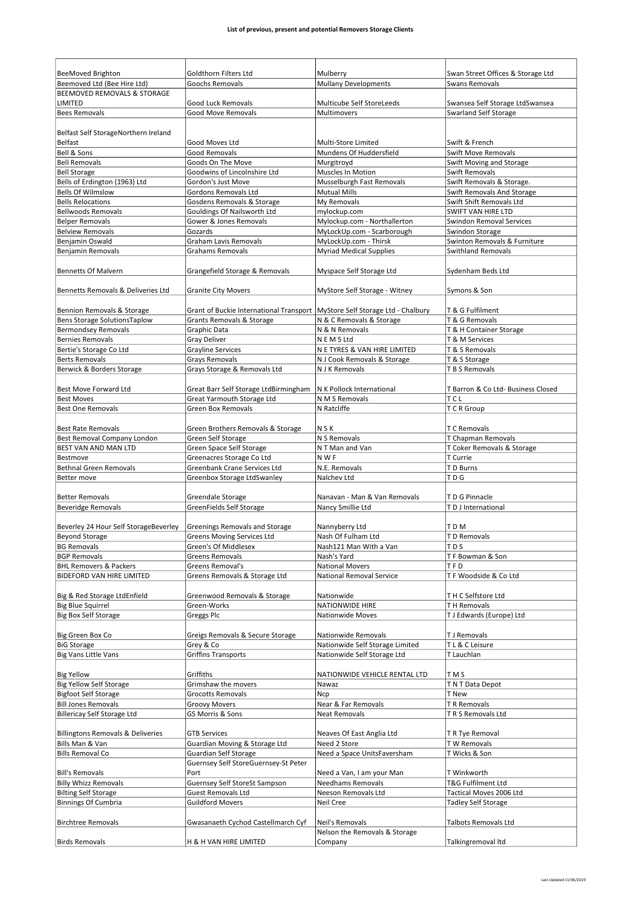**List of previous, present and potential Removers Storage Clients**

| | | | |
|---|---|---|---|
| BeeMoved Brighton | Goldthorn Filters Ltd | Mulberry | Swan Street Offices & Storage Ltd |
| Beemoved Ltd (Bee Hire Ltd) | Goochs Removals | Mullany Developments | Swans Removals |
| BEEMOVED REMOVALS & STORAGE LIMITED | Good Luck Removals | Multicube Self StoreLeeds | Swansea Self Storage LtdSwansea |
| Bees Removals | Good Move Removals | Multimovers | Swarland Self Storage |
| Belfast Self StorageNorthern Ireland Belfast | Good Moves Ltd | Multi-Store Limited | Swift & French |
| Bell & Sons | Good Removals | Mundens Of Huddersfield | Swift Move Removals |
| Bell Removals | Goods On The Move | Murgitroyd | Swift Moving and Storage |
| Bell Storage | Goodwins of Lincolnshire Ltd | Muscles In Motion | Swift Removals |
| Bells of Erdington (1963) Ltd | Gordon's Just Move | Musselburgh Fast Removals | Swift Removals & Storage. |
| Bells Of Wilmslow | Gordons Removals Ltd | Mutual Mills | Swift Removals And Storage |
| Bells Relocations | Gosdens Removals & Storage | My Removals | Swift Shift Removals Ltd |
| Bellwoods Removals | Gouldings Of Nailsworth Ltd | mylockup.com | SWIFT VAN HIRE LTD |
| Belper Removals | Gower & Jones Removals | Mylockup.com - Northallerton | Swindon Removal Services |
| Belview Removals | Gozards | MyLockUp.com - Scarborough | Swindon Storage |
| Benjamin Oswald | Graham Lavis Removals | MyLockUp.com - Thirsk | Swinton Removals & Furniture |
| Benjamin Removals | Grahams Removals | Myriad Medical Supplies | Swithland Removals |
| Bennetts Of Malvern | Grangefield Storage & Removals | Myspace Self Storage Ltd | Sydenham Beds Ltd |
| Bennetts Removals & Deliveries Ltd | Granite City Movers | MyStore Self Storage - Witney | Symons & Son |
| Bennion Removals & Storage | Grant of Buckie International Transport | MyStore Self Storage Ltd - Chalbury | T & G Fulfilment |
| Bens Storage SolutionsTaplow | Grants Removals & Storage | N & C Removals & Storage | T & G Removals |
| Bermondsey Removals | Graphic Data | N & N Removals | T & H Container Storage |
| Bernies Removals | Gray Deliver | N E M S Ltd | T & M Services |
| Bertie's Storage Co Ltd | Grayline Services | N E TYRES & VAN HIRE LIMITED | T & S Removals |
| Berts Removals | Grays Removals | N J Cook Removals & Storage | T & S Storage |
| Berwick & Borders Storage | Grays Storage & Removals Ltd | N J K Removals | T B S Removals |
| Best Move Forward Ltd | Great Barr Self Storage LtdBirmingham | N K Pollock International | T Barron & Co Ltd- Business Closed |
| Best Moves | Great Yarmouth Storage Ltd | N M S Removals | T C L |
| Best One Removals | Green Box Removals | N Ratcliffe | T C R Group |
| Best Rate Removals | Green Brothers Removals & Storage | N S K | T C Removals |
| Best Removal Company London | Green Self Storage | N S Removals | T Chapman Removals |
| BEST VAN AND MAN LTD | Green Space Self Storage | N T Man and Van | T Coker Removals & Storage |
| Bestmove | Greenacres Storage Co Ltd | N W F | T Currie |
| Bethnal Green Removals | Greenbank Crane Services Ltd | N.E. Removals | T D Burns |
| Better move | Greenbox Storage LtdSwanley | Nalchev Ltd | T D G |
| Better Removals | Greendale Storage | Nanavan - Man & Van Removals | T D G Pinnacle |
| Beveridge Removals | GreenFields Self Storage | Nancy Smillie Ltd | T D J International |
| Beverley 24 Hour Self StorageBeverley | Greenings Removals and Storage | Nannyberry Ltd | T D M |
| Beyond Storage | Greens Moving Services Ltd | Nash Of Fulham Ltd | T D Removals |
| BG Removals | Green's Of Middlesex | Nash121 Man With a Van | T D S |
| BGP Removals | Greens Removals | Nash's Yard | T F Bowman & Son |
| BHL Removers & Packers | Greens Removal's | National Movers | T F D |
| BIDEFORD VAN HIRE LIMITED | Greens Removals & Storage Ltd | National Removal Service | T F Woodside & Co Ltd |
| Big & Red Storage LtdEnfield | Greenwood Removals & Storage | Nationwide | T H C Selfstore Ltd |
| Big Blue Squirrel | Green-Works | NATIONWIDE HIRE | T H Removals |
| Big Box Self Storage | Greggs Plc | Nationwide Moves | T J Edwards (Europe) Ltd |
| Big Green Box Co | Greigs Removals & Secure Storage | Nationwide Removals | T J Removals |
| BiG Storage | Grey & Co | Nationwide Self Storage Limited | T L & C Leisure |
| Big Vans Little Vans | Griffins Transports | Nationwide Self Storage Ltd | T Lauchlan |
| Big Yellow | Griffiths | NATIONWIDE VEHICLE RENTAL LTD | T M S |
| Big Yellow Self Storage | Grimshaw the movers | Nawaz | T N T Data Depot |
| Bigfoot Self Storage | Grocotts Removals | Ncp | T New |
| Bill Jones Removals | Groovy Movers | Near & Far Removals | T R Removals |
| Billericay Self Storage Ltd | GS Morris & Sons | Neat Removals | T R S Removals Ltd |
| Billingtons Removals & Deliveries | GTB Services | Neaves Of East Anglia Ltd | T R Tye Removal |
| Bills Man & Van | Guardian Moving & Storage Ltd | Need 2 Store | T W Removals |
| Bills Removal Co | Guardian Self Storage | Need a Space UnitsFaversham | T Wicks & Son |
| Bill's Removals | Guernsey Self StoreGuernsey-St Peter Port | Need a Van, I am your Man | T Winkworth |
| Billy Whizz Removals | Guernsey Self StoreSt Sampson | Needhams Removals | T&G Fulfilment Ltd |
| Bilting Self Storage | Guest Removals Ltd | Neeson Removals Ltd | Tactical Moves 2006 Ltd |
| Binnings Of Cumbria | Guildford Movers | Neil Cree | Tadley Self Storage |
| Birchtree Removals | Gwasanaeth Cychod Castellmarch Cyf | Neil's Removals | Talbots Removals Ltd |
| Birds Removals | H & H VAN HIRE LIMITED | Nelson the Removals & Storage Company | Talkingremoval ltd |

Last Updated 11/06/2019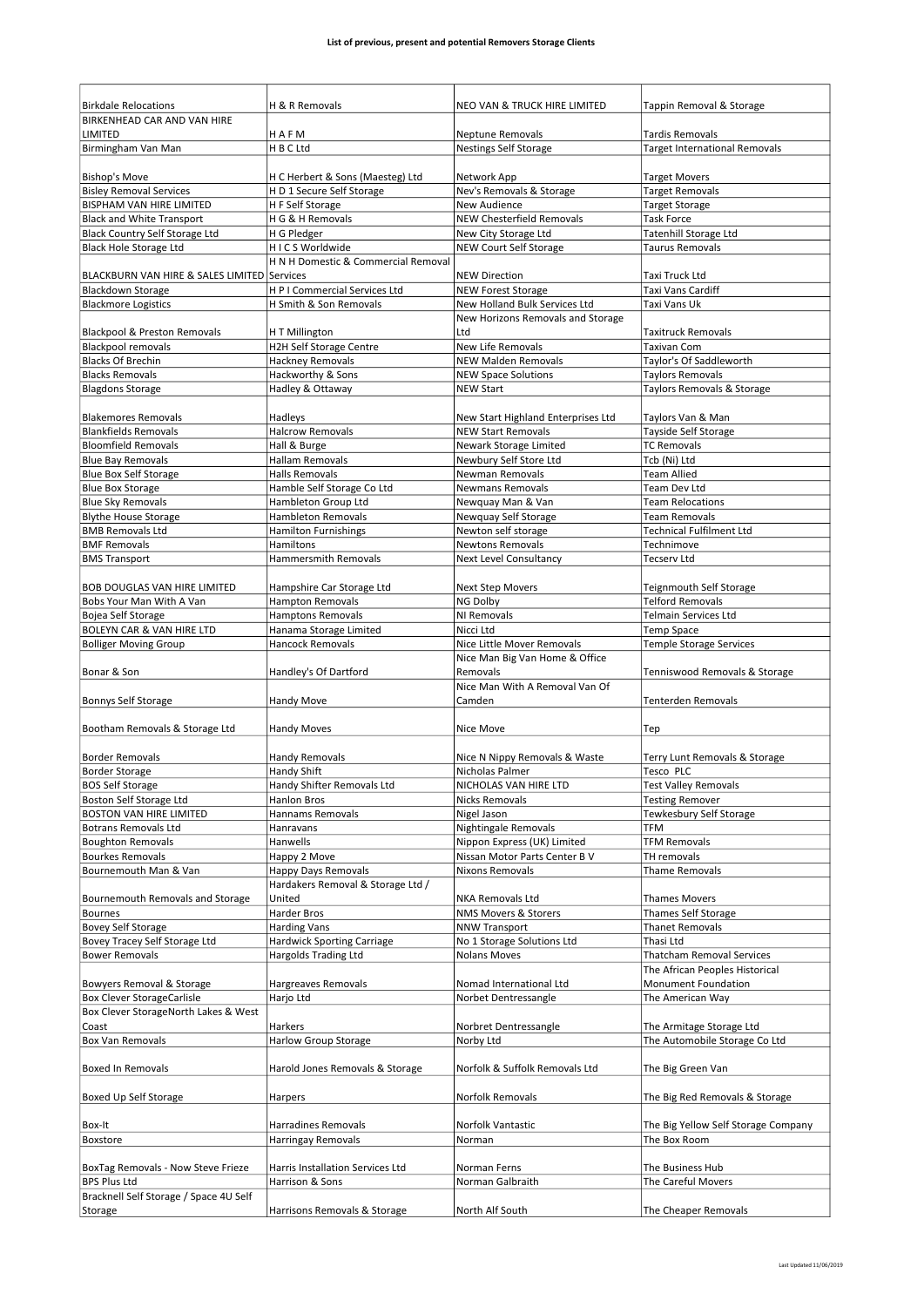**List of previous, present and potential Removers Storage Clients**

| | | | |
|---|---|---|---|
| Birkdale Relocations | H & R Removals | NEO VAN & TRUCK HIRE LIMITED | Tappin Removal & Storage |
| BIRKENHEAD CAR AND VAN HIRE LIMITED | H A F M | Neptune Removals | Tardis Removals |
| Birmingham Van Man | H B C Ltd | Nestings Self Storage | Target International Removals |
| Bishop's Move | H C Herbert & Sons (Maesteg) Ltd | Network App | Target Movers |
| Bisley Removal Services | H D 1 Secure Self Storage | Nev's Removals & Storage | Target Removals |
| BISPHAM VAN HIRE LIMITED | H F Self Storage | New Audience | Target Storage |
| Black and White Transport | H G & H Removals | NEW Chesterfield Removals | Task Force |
| Black Country Self Storage Ltd | H G Pledger | New City Storage Ltd | Tatenhill Storage Ltd |
| Black Hole Storage Ltd | H I C S Worldwide | NEW Court Self Storage | Taurus Removals |
| BLACKBURN VAN HIRE & SALES LIMITED | H N H Domestic & Commercial Removal Services | NEW Direction | Taxi Truck Ltd |
| Blackdown Storage | H P I Commercial Services Ltd | NEW Forest Storage | Taxi Vans Cardiff |
| Blackmore Logistics | H Smith & Son Removals | New Holland Bulk Services Ltd | Taxi Vans Uk |
| Blackpool & Preston Removals | H T Millington | New Horizons Removals and Storage Ltd | Taxitruck Removals |
| Blackpool removals | H2H Self Storage Centre | New Life Removals | Taxivan Com |
| Blacks Of Brechin | Hackney Removals | NEW Malden Removals | Taylor's Of Saddleworth |
| Blacks Removals | Hackworthy & Sons | NEW Space Solutions | Taylors Removals |
| Blagdons Storage | Hadley & Ottaway | NEW Start | Taylors Removals & Storage |
| Blakemores Removals | Hadleys | New Start Highland Enterprises Ltd | Taylors Van & Man |
| Blankfields Removals | Halcrow Removals | NEW Start Removals | Tayside Self Storage |
| Bloomfield Removals | Hall & Burge | Newark Storage Limited | TC Removals |
| Blue Bay Removals | Hallam Removals | Newbury Self Store Ltd | Tcb (Ni) Ltd |
| Blue Box Self Storage | Halls Removals | Newman Removals | Team Allied |
| Blue Box Storage | Hamble Self Storage Co Ltd | Newmans Removals | Team Dev Ltd |
| Blue Sky Removals | Hambleton Group Ltd | Newquay Man & Van | Team Relocations |
| Blythe House Storage | Hambleton Removals | Newquay Self Storage | Team Removals |
| BMB Removals Ltd | Hamilton Furnishings | Newton self storage | Technical Fulfilment Ltd |
| BMF Removals | Hamiltons | Newtons Removals | Technimove |
| BMS Transport | Hammersmith Removals | Next Level Consultancy | Tecserv Ltd |
| BOB DOUGLAS VAN HIRE LIMITED | Hampshire Car Storage Ltd | Next Step Movers | Teignmouth Self Storage |
| Bobs Your Man With A Van | Hampton Removals | NG Dolby | Telford Removals |
| Bojea Self Storage | Hamptons Removals | NI Removals | Telmain Services Ltd |
| BOLEYN CAR & VAN HIRE LTD | Hanama Storage Limited | Nicci Ltd | Temp Space |
| Bolliger Moving Group | Hancock Removals | Nice Little Mover Removals | Temple Storage Services |
| Bonar & Son | Handley's Of Dartford | Nice Man Big Van Home & Office Removals | Tenniswood Removals & Storage |
| Bonnys Self Storage | Handy Move | Nice Man With A Removal Van Of Camden | Tenterden Removals |
| Bootham Removals & Storage Ltd | Handy Moves | Nice Move | Tep |
| Border Removals | Handy Removals | Nice N Nippy Removals & Waste | Terry Lunt Removals & Storage |
| Border Storage | Handy Shift | Nicholas Palmer | Tesco PLC |
| BOS Self Storage | Handy Shifter Removals Ltd | NICHOLAS VAN HIRE LTD | Test Valley Removals |
| Boston Self Storage Ltd | Hanlon Bros | Nicks Removals | Testing Remover |
| BOSTON VAN HIRE LIMITED | Hannams Removals | Nigel Jason | Tewkesbury Self Storage |
| Botrans Removals Ltd | Hanravans | Nightingale Removals | TFM |
| Boughton Removals | Hanwells | Nippon Express (UK) Limited | TFM Removals |
| Bourkes Removals | Happy 2 Move | Nissan Motor Parts Center B V | TH removals |
| Bournemouth Man & Van | Happy Days Removals | Nixons Removals | Thame Removals |
| Bournemouth Removals and Storage | Hardakers Removal & Storage Ltd / United | NKA Removals Ltd | Thames Movers |
| Bournes | Harder Bros | NMS Movers & Storers | Thames Self Storage |
| Bovey Self Storage | Harding Vans | NNW Transport | Thanet Removals |
| Bovey Tracey Self Storage Ltd | Hardwick Sporting Carriage | No 1 Storage Solutions Ltd | Thasi Ltd |
| Bower Removals | Hargolds Trading Ltd | Nolans Moves | Thatcham Removal Services |
| Bowyers Removal & Storage | Hargreaves Removals | Nomad International Ltd | The African Peoples Historical Monument Foundation |
| Box Clever StorageCarlisle | Harjo Ltd | Norbet Dentressangle | The American Way |
| Box Clever StorageNorth Lakes & West Coast | Harkers | Norbret Dentressangle | The Armitage Storage Ltd |
| Box Van Removals | Harlow Group Storage | Norby Ltd | The Automobile Storage Co Ltd |
| Boxed In Removals | Harold Jones Removals & Storage | Norfolk & Suffolk Removals Ltd | The Big Green Van |
| Boxed Up Self Storage | Harpers | Norfolk Removals | The Big Red Removals & Storage |
| Box-It | Harradines Removals | Norfolk Vantastic | The Big Yellow Self Storage Company |
| Boxstore | Harringay Removals | Norman | The Box Room |
| BoxTag Removals - Now Steve Frieze | Harris Installation Services Ltd | Norman Ferns | The Business Hub |
| BPS Plus Ltd | Harrison & Sons | Norman Galbraith | The Careful Movers |
| Bracknell Self Storage / Space 4U Self Storage | Harrisons Removals & Storage | North Alf South | The Cheaper Removals |

Last Updated 11/06/2019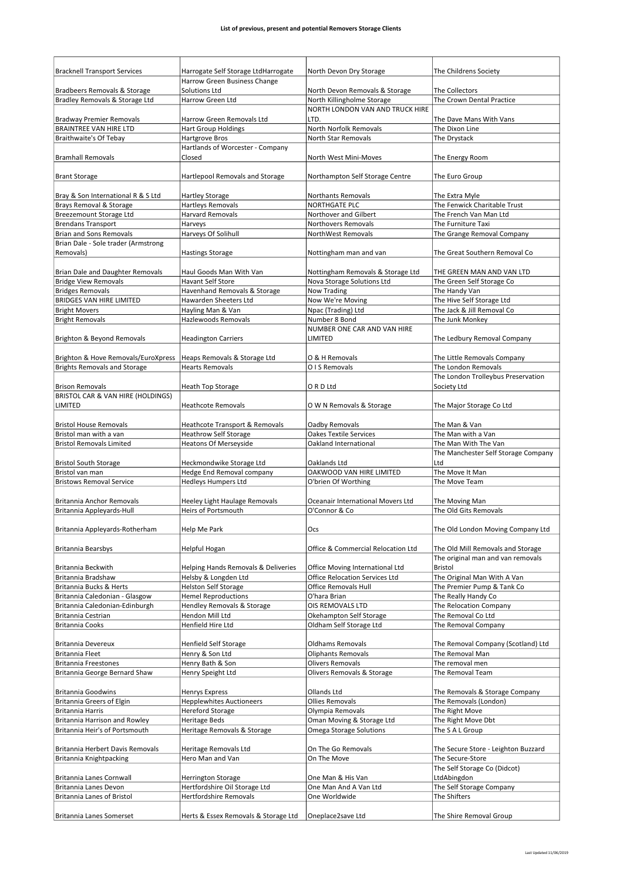**List of previous, present and potential Removers Storage Clients**

| | | | |
|---|---|---|---|
| Bracknell Transport Services | Harrogate Self Storage LtdHarrogate | North Devon Dry Storage | The Childrens Society |
| Bradbeers Removals & Storage | Harrow Green Business Change Solutions Ltd | North Devon Removals & Storage | The Collectors |
| Bradley Removals & Storage Ltd | Harrow Green Ltd | North Killingholme Storage | The Crown Dental Practice |
| Bradway Premier Removals | Harrow Green Removals Ltd | NORTH LONDON VAN AND TRUCK HIRE LTD. | The Dave Mans With Vans |
| BRAINTREE VAN HIRE LTD | Hart Group Holdings | North Norfolk Removals | The Dixon Line |
| Braithwaite's Of Tebay | Hartgrove Bros | North Star Removals | The Drystack |
| Bramhall Removals | Hartlands of Worcester - Company Closed | North West Mini-Moves | The Energy Room |
| Brant Storage | Hartlepool Removals and Storage | Northampton Self Storage Centre | The Euro Group |
| Bray & Son International R & S Ltd | Hartley Storage | Northants Removals | The Extra Myle |
| Brays Removal & Storage | Hartleys Removals | NORTHGATE PLC | The Fenwick Charitable Trust |
| Breezemount Storage Ltd | Harvard Removals | Northover and Gilbert | The French Van Man Ltd |
| Brendans Transport | Harveys | Northovers Removals | The Furniture Taxi |
| Brian and Sons Removals | Harveys Of Solihull | NorthWest Removals | The Grange Removal Company |
| Brian Dale - Sole trader (Armstrong Removals) | Hastings Storage | Nottingham man and van | The Great Southern Removal Co |
| Brian Dale and Daughter Removals | Haul Goods Man With Van | Nottingham Removals & Storage Ltd | THE GREEN MAN AND VAN LTD |
| Bridge View Removals | Havant Self Store | Nova Storage Solutions Ltd | The Green Self Storage Co |
| Bridges Removals | Havenhand Removals & Storage | Now Trading | The Handy Van |
| BRIDGES VAN HIRE LIMITED | Hawarden Sheeters Ltd | Now We're Moving | The Hive Self Storage Ltd |
| Bright Movers | Hayling Man & Van | Npac (Trading) Ltd | The Jack & Jill Removal Co |
| Bright Removals | Hazlewoods Removals | Number 8 Bond | The Junk Monkey |
| Brighton & Beyond Removals | Headington Carriers | NUMBER ONE CAR AND VAN HIRE LIMITED | The Ledbury Removal Company |
| Brighton & Hove Removals/EuroXpress | Heaps Removals & Storage Ltd | O & H Removals | The Little Removals Company |
| Brights Removals and Storage | Hearts Removals | O I S Removals | The London Removals |
| Brison Removals | Heath Top Storage | O R D Ltd | The London Trolleybus Preservation Society Ltd |
| BRISTOL CAR & VAN HIRE (HOLDINGS) LIMITED | Heathcote Removals | O W N Removals & Storage | The Major Storage Co Ltd |
| Bristol House Removals | Heathcote Transport & Removals | Oadby Removals | The Man & Van |
| Bristol man with a van | Heathrow Self Storage | Oakes Textile Services | The Man with a Van |
| Bristol Removals Limited | Heatons Of Merseyside | Oakland International | The Man With The Van |
| Bristol South Storage | Heckmondwike Storage Ltd | Oaklands Ltd | The Manchester Self Storage Company Ltd |
| Bristol van man | Hedge End Removal company | OAKWOOD VAN HIRE LIMITED | The Move It Man |
| Bristows Removal Service | Hedleys Humpers Ltd | O'brien Of Worthing | The Move Team |
| Britannia Anchor Removals | Heeley Light Haulage Removals | Oceanair International Movers Ltd | The Moving Man |
| Britannia Appleyards-Hull | Heirs of Portsmouth | O'Connor & Co | The Old Gits Removals |
| Britannia Appleyards-Rotherham | Help Me Park | Ocs | The Old London Moving Company Ltd |
| Britannia Bearsbys | Helpful Hogan | Office & Commercial Relocation Ltd | The Old Mill Removals and Storage |
| Britannia Beckwith | Helping Hands Removals & Deliveries | Office Moving International Ltd | The original man and van removals Bristol |
| Britannia Bradshaw | Helsby & Longden Ltd | Office Relocation Services Ltd | The Original Man With A Van |
| Britannia Bucks & Herts | Helston Self Storage | Office Removals Hull | The Premier Pump & Tank Co |
| Britannia Caledonian - Glasgow | Hemel Reproductions | O'hara Brian | The Really Handy Co |
| Britannia Caledonian-Edinburgh | Hendley Removals & Storage | OIS REMOVALS LTD | The Relocation Company |
| Britannia Cestrian | Hendon Mill Ltd | Okehampton Self Storage | The Removal Co Ltd |
| Britannia Cooks | Henfield Hire Ltd | Oldham Self Storage Ltd | The Removal Company |
| Britannia Devereux | Henfield Self Storage | Oldhams Removals | The Removal Company (Scotland) Ltd |
| Britannia Fleet | Henry & Son Ltd | Oliphants Removals | The Removal Man |
| Britannia Freestones | Henry Bath & Son | Olivers Removals | The removal men |
| Britannia George Bernard Shaw | Henry Speight Ltd | Olivers Removals & Storage | The Removal Team |
| Britannia Goodwins | Henrys Express | Ollands Ltd | The Removals & Storage Company |
| Britannia Greers of Elgin | Hepplewhites Auctioneers | Ollies Removals | The Removals (London) |
| Britannia Harris | Hereford Storage | Olympia Removals | The Right Move |
| Britannia Harrison and Rowley | Heritage Beds | Oman Moving & Storage Ltd | The Right Move Dbt |
| Britannia Heir's of Portsmouth | Heritage Removals & Storage | Omega Storage Solutions | The S A L Group |
| Britannia Herbert Davis Removals | Heritage Removals Ltd | On The Go Removals | The Secure Store - Leighton Buzzard |
| Britannia Knightpacking | Hero Man and Van | On The Move | The Secure-Store |
| Britannia Lanes Cornwall | Herrington Storage | One Man & His Van | The Self Storage Co (Didcot) LtdAbingdon |
| Britannia Lanes Devon | Hertfordshire Oil Storage Ltd | One Man And A Van Ltd | The Self Storage Company |
| Britannia Lanes of Bristol | Hertfordshire Removals | One Worldwide | The Shifters |
| Britannia Lanes Somerset | Herts & Essex Removals & Storage Ltd | Oneplace2save Ltd | The Shire Removal Group |

Last Updated 11/06/2019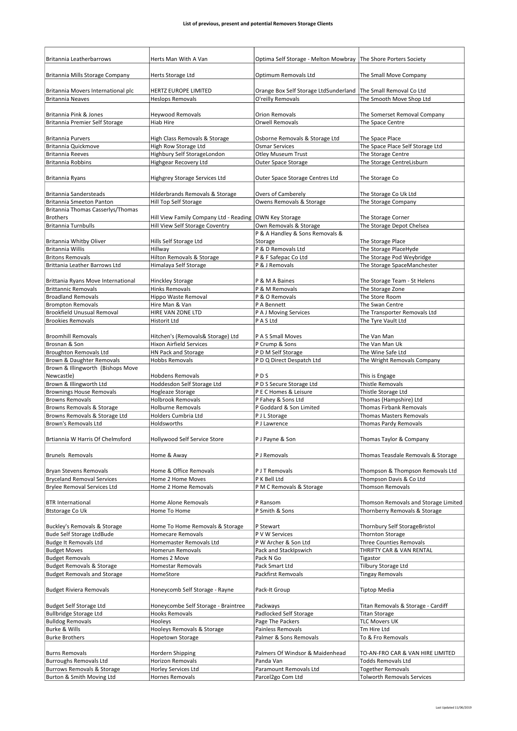**List of previous, present and potential Removers Storage Clients**

| | | | |
|---|---|---|---|
| Britannia Leatherbarrows | Herts Man With A Van | Optima Self Storage - Melton Mowbray | The Shore Porters Society |
| Britannia Mills Storage Company | Herts Storage Ltd | Optimum Removals Ltd | The Small Move Company |
| Britannia Movers International plc | HERTZ EUROPE LIMITED | Orange Box Self Storage LtdSunderland | The Small Removal Co Ltd |
| Britannia Neaves | Heslops Removals | O'reilly Removals | The Smooth Move Shop Ltd |
| Britannia Pink & Jones | Heywood Removals | Orion Removals | The Somerset Removal Company |
| Britannia Premier Self Storage | Hiab Hire | Orwell Removals | The Space Centre |
| Britannia Purvers | High Class Removals & Storage | Osborne Removals & Storage Ltd | The Space Place |
| Britannia Quickmove | High Row Storage Ltd | Osmar Services | The Space Place Self Storage Ltd |
| Britannia Reeves | Highbury Self StorageLondon | Otley Museum Trust | The Storage Centre |
| Britannia Robbins | Highgear Recovery Ltd | Outer Space Storage | The Storage CentreLisburn |
| Britannia Ryans | Highgrey Storage Services Ltd | Outer Space Storage Centres Ltd | The Storage Co |
| Britannia Sandersteads | Hilderbrands Removals & Storage | Overs of Camberely | The Storage Co Uk Ltd |
| Britannia Smeeton Panton | Hill Top Self Storage | Owens Removals & Storage | The Storage Company |
| Britannia Thomas Casserlys/Thomas Brothers | Hill View Family Company Ltd - Reading | OWN Key Storage | The Storage Corner |
| Britannia Turnbulls | Hill View Self Storage Coventry | Own Removals & Storage | The Storage Depot Chelsea |
| Britannia Whitby Oliver | Hills Self Storage Ltd | P & A Handley & Sons Removals & Storage | The Storage Place |
| Britannia Willis | Hillway | P & D Removals Ltd | The Storage PlaceHyde |
| Britons Removals | Hilton Removals & Storage | P & F Safepac Co Ltd | The Storage Pod Weybridge |
| Brittania Leather Barrows Ltd | Himalaya Self Storage | P & J Removals | The Storage SpaceManchester |
| Brittania Ryans Move International | Hinckley Storage | P & M A Baines | The Storage Team - St Helens |
| Brittannic Removals | Hinks Removals | P & M Removals | The Storage Zone |
| Broadland Removals | Hippo Waste Removal | P & O Removals | The Store Room |
| Brompton Removals | Hire Man & Van | P A Bennett | The Swan Centre |
| Brookfield Unusual Removal | HIRE VAN ZONE LTD | P A J Moving Services | The Transporter Removals Ltd |
| Brookies Removals | Historit Ltd | P A S Ltd | The Tyre Vault Ltd |
| Broomhill Removals | Hitchen's (Removals& Storage) Ltd | P A S Small Moves | The Van Man |
| Brosnan & Son | Hixon Airfield Services | P Crump & Sons | The Van Man Uk |
| Broughton Removals Ltd | HN Pack and Storage | P D M Self Storage | The Wine Safe Ltd |
| Brown & Daughter Removals | Hobbs Removals | P D Q Direct Despatch Ltd | The Wright Removals Company |
| Brown & Illingworth (Bishops Move Newcastle) | Hobdens Removals | P D S | This is Engage |
| Brown & Illingworth Ltd | Hoddesdon Self Storage Ltd | P D S Secure Storage Ltd | Thistle Removals |
| Brownings House Removals | Hogleaze Storage | P E C Homes & Leisure | Thistle Storage Ltd |
| Browns Removals | Holbrook Removals | P Fahey & Sons Ltd | Thomas (Hampshire) Ltd |
| Browns Removals & Storage | Holburne Removals | P Goddard & Son Limited | Thomas Firbank Removals |
| Browns Removals & Storage Ltd | Holders Cumbria Ltd | P J L Storage | Thomas Masters Removals |
| Brown's Removals Ltd | Holdsworths | P J Lawrence | Thomas Pardy Removals |
| Brtiannia W Harris Of Chelmsford | Hollywood Self Service Store | P J Payne & Son | Thomas Taylor & Company |
| Brunels Removals | Home & Away | P J Removals | Thomas Teasdale Removals & Storage |
| Bryan Stevens Removals | Home & Office Removals | P J T Removals | Thompson & Thompson Removals Ltd |
| Bryceland Removal Services | Home 2 Home Moves | P K Bell Ltd | Thompson Davis & Co Ltd |
| Brylee Removal Services Ltd | Home 2 Home Removals | P M C Removals & Storage | Thomson Removals |
| BTR International | Home Alone Removals | P Ransom | Thomson Removals and Storage Limited |
| Btstorage Co Uk | Home To Home | P Smith & Sons | Thornberry Removals & Storage |
| Buckley's Removals & Storage | Home To Home Removals & Storage | P Stewart | Thornbury Self StorageBristol |
| Bude Self Storage LtdBude | Homecare Removals | P V W Services | Thornton Storage |
| Budge It Removals Ltd | Homemaster Removals Ltd | P W Archer & Son Ltd | Three Counties Removals |
| Budget Moves | Homerun Removals | Pack and StackIpswich | THRIFTY CAR & VAN RENTAL |
| Budget Removals | Homes 2 Move | Pack N Go | Tigastor |
| Budget Removals & Storage | Homestar Removals | Pack Smart Ltd | Tilbury Storage Ltd |
| Budget Removals and Storage | HomeStore | Packfirst Remvoals | Tingay Removals |
| Budget Riviera Removals | Honeycomb Self Storage - Rayne | Pack-It Group | Tiptop Media |
| Budget Self Storage Ltd | Honeycombe Self Storage - Braintree | Packways | Titan Removals & Storage - Cardiff |
| Bullbridge Storage Ltd | Hooks Removals | Padlocked Self Storage | Titan Storage |
| Bulldog Removals | Hooleys | Page The Packers | TLC Movers UK |
| Burke & Wills | Hooleys Removals & Storage | Painless Removals | Tm Hire Ltd |
| Burke Brothers | Hopetown Storage | Palmer & Sons Removals | To & Fro Removals |
| Burns Removals | Hordern Shipping | Palmers Of Windsor & Maidenhead | TO-AN-FRO CAR & VAN HIRE LIMITED |
| Burroughs Removals Ltd | Horizon Removals | Panda Van | Todds Removals Ltd |
| Burrows Removals & Storage | Horley Services Ltd | Paramount Removals Ltd | Together Removals |
| Burton & Smith Moving Ltd | Hornes Removals | Parcel2go Com Ltd | Tolworth Removals Services |

Last Updated 11/06/2019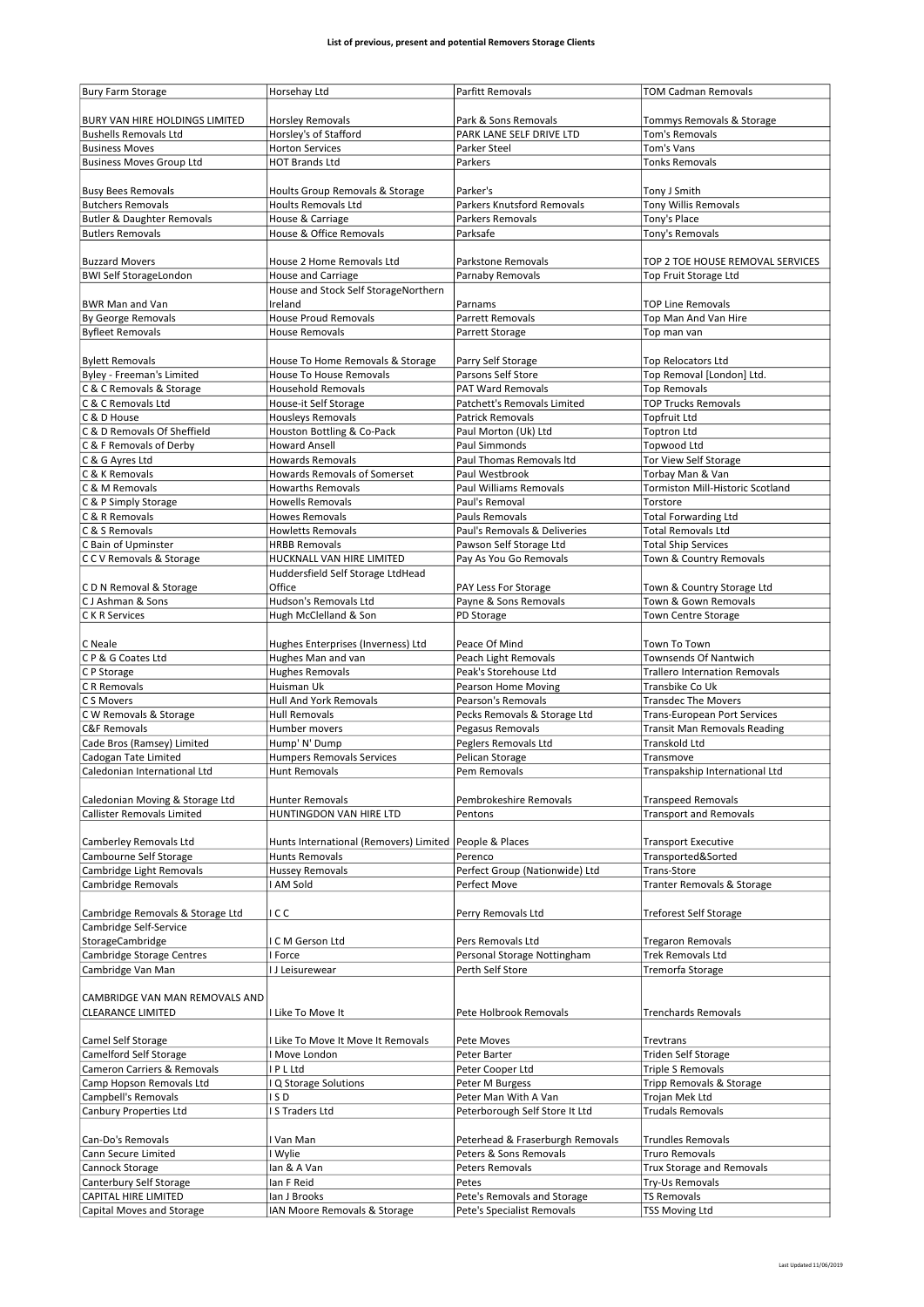**List of previous, present and potential Removers Storage Clients**

| | | | |
|---|---|---|---|
| Bury Farm Storage | Horsehay Ltd | Parfitt Removals | TOM Cadman Removals |
| BURY VAN HIRE HOLDINGS LIMITED | Horsley Removals | Park & Sons Removals | Tommys Removals & Storage |
| Bushells Removals Ltd | Horsley's of Stafford | PARK LANE SELF DRIVE LTD | Tom's Removals |
| Business Moves | Horton Services | Parker Steel | Tom's Vans |
| Business Moves Group Ltd | HOT Brands Ltd | Parkers | Tonks Removals |
| Busy Bees Removals | Hoults Group Removals & Storage | Parker's | Tony J Smith |
| Butchers Removals | Hoults Removals Ltd | Parkers Knutsford Removals | Tony Willis Removals |
| Butler & Daughter Removals | House & Carriage | Parkers Removals | Tony's Place |
| Butlers Removals | House & Office Removals | Parksafe | Tony's Removals |
| Buzzard Movers | House 2 Home Removals Ltd | Parkstone Removals | TOP 2 TOE HOUSE REMOVAL SERVICES |
| BWI Self StorageLondon | House and Carriage | Parnaby Removals | Top Fruit Storage Ltd |
| BWR Man and Van | House and Stock Self StorageNorthern Ireland | Parnams | TOP Line Removals |
| By George Removals | House Proud Removals | Parrett Removals | Top Man And Van Hire |
| Byfleet Removals | House Removals | Parrett Storage | Top man van |
| Bylett Removals | House To Home Removals & Storage | Parry Self Storage | Top Relocators Ltd |
| Byley - Freeman's Limited | House To House Removals | Parsons Self Store | Top Removal [London] Ltd. |
| C & C Removals & Storage | Household Removals | PAT Ward Removals | Top Removals |
| C & C Removals Ltd | House-it Self Storage | Patchett's Removals Limited | TOP Trucks Removals |
| C & D House | Housleys Removals | Patrick Removals | Topfruit Ltd |
| C & D Removals Of Sheffield | Houston Bottling & Co-Pack | Paul Morton (Uk) Ltd | Toptron Ltd |
| C & F Removals of Derby | Howard Ansell | Paul Simmonds | Topwood Ltd |
| C & G Ayres Ltd | Howards Removals | Paul Thomas Removals ltd | Tor View Self Storage |
| C & K Removals | Howards Removals of Somerset | Paul Westbrook | Torbay Man & Van |
| C & M Removals | Howarths Removals | Paul Williams Removals | Tormiston Mill-Historic Scotland |
| C & P Simply Storage | Howells Removals | Paul's Removal | Torstore |
| C & R Removals | Howes Removals | Pauls Removals | Total Forwarding Ltd |
| C & S Removals | Howletts Removals | Paul's Removals & Deliveries | Total Removals Ltd |
| C Bain of Upminster | HRBB Removals | Pawson Self Storage Ltd | Total Ship Services |
| C C V Removals & Storage | HUCKNALL VAN HIRE LIMITED | Pay As You Go Removals | Town & Country Removals |
| C D N Removal & Storage | Huddersfield Self Storage LtdHead Office | PAY Less For Storage | Town & Country Storage Ltd |
| C J Ashman & Sons | Hudson's Removals Ltd | Payne & Sons Removals | Town & Gown Removals |
| C K R Services | Hugh McClelland & Son | PD Storage | Town Centre Storage |
| C Neale | Hughes Enterprises (Inverness) Ltd | Peace Of Mind | Town To Town |
| C P & G Coates Ltd | Hughes Man and van | Peach Light Removals | Townsends Of Nantwich |
| C P Storage | Hughes Removals | Peak's Storehouse Ltd | Trallero Internation Removals |
| C R Removals | Huisman Uk | Pearson Home Moving | Transbike Co Uk |
| C S Movers | Hull And York Removals | Pearson's Removals | Transdec The Movers |
| C W Removals & Storage | Hull Removals | Pecks Removals & Storage Ltd | Trans-European Port Services |
| C&F Removals | Humber movers | Pegasus Removals | Transit Man Removals Reading |
| Cade Bros (Ramsey) Limited | Hump' N' Dump | Peglers Removals Ltd | Transkold Ltd |
| Cadogan Tate Limited | Humpers Removals Services | Pelican Storage | Transmove |
| Caledonian International Ltd | Hunt Removals | Pem Removals | Transpakship International Ltd |
| Caledonian Moving & Storage Ltd | Hunter Removals | Pembrokeshire Removals | Transpeed Removals |
| Callister Removals Limited | HUNTINGDON VAN HIRE LTD | Pentons | Transport and Removals |
| Camberley Removals Ltd | Hunts International (Removers) Limited | People & Places | Transport Executive |
| Cambourne Self Storage | Hunts Removals | Perenco | Transported&Sorted |
| Cambridge Light Removals | Hussey Removals | Perfect Group (Nationwide) Ltd | Trans-Store |
| Cambridge Removals | I AM Sold | Perfect Move | Tranter Removals & Storage |
| Cambridge Removals & Storage Ltd | I C C | Perry Removals Ltd | Treforest Self Storage |
| Cambridge Self-Service StorageCambridge | I C M Gerson Ltd | Pers Removals Ltd | Tregaron Removals |
| Cambridge Storage Centres | I Force | Personal Storage Nottingham | Trek Removals Ltd |
| Cambridge Van Man | I J Leisurewear | Perth Self Store | Tremorfa Storage |
| CAMBRIDGE VAN MAN REMOVALS AND CLEARANCE LIMITED | I Like To Move It | Pete Holbrook Removals | Trenchards Removals |
| Camel Self Storage | I Like To Move It Move It Removals | Pete Moves | Trevtrans |
| Camelford Self Storage | I Move London | Peter Barter | Triden Self Storage |
| Cameron Carriers & Removals | I P L Ltd | Peter Cooper Ltd | Triple S Removals |
| Camp Hopson Removals Ltd | I Q Storage Solutions | Peter M Burgess | Tripp Removals & Storage |
| Campbell's Removals | I S D | Peter Man With A Van | Trojan Mek Ltd |
| Canbury Properties Ltd | I S Traders Ltd | Peterborough Self Store It Ltd | Trudals Removals |
| Can-Do's Removals | I Van Man | Peterhead & Fraserburgh Removals | Trundles Removals |
| Cann Secure Limited | I Wylie | Peters & Sons Removals | Truro Removals |
| Cannock Storage | Ian & A Van | Peters Removals | Trux Storage and Removals |
| Canterbury Self Storage | Ian F Reid | Petes | Try-Us Removals |
| CAPITAL HIRE LIMITED | Ian J Brooks | Pete's Removals and Storage | TS Removals |
| Capital Moves and Storage | IAN Moore Removals & Storage | Pete's Specialist Removals | TSS Moving Ltd |

Last Updated 11/06/2019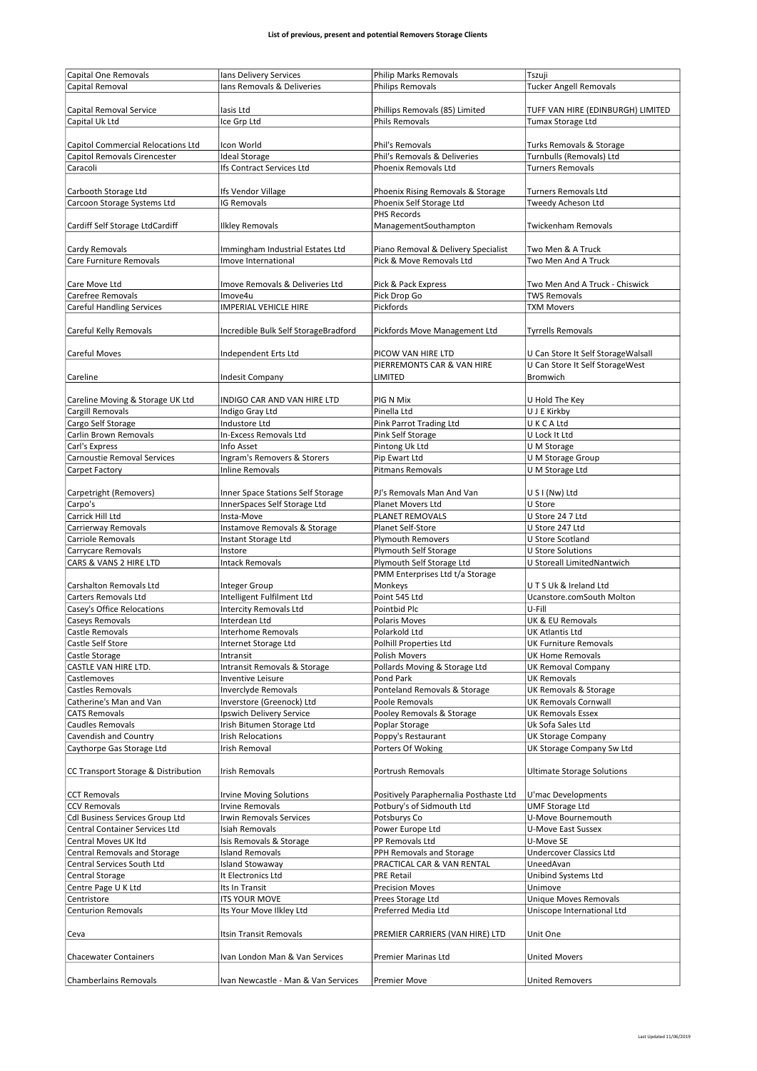**List of previous, present and potential Removers Storage Clients**

| | | | |
|---|---|---|---|
| Capital One Removals | Ians Delivery Services | Philip Marks Removals | Tszuji |
| Capital Removal | Ians Removals & Deliveries | Philips Removals | Tucker Angell Removals |
| Capital Removal Service | Iasis Ltd | Phillips Removals (85) Limited | TUFF VAN HIRE (EDINBURGH) LIMITED |
| Capital Uk Ltd | Ice Grp Ltd | Phils Removals | Tumax Storage Ltd |
| Capitol Commercial Relocations Ltd | Icon World | Phil's Removals | Turks Removals & Storage |
| Capitol Removals Cirencester | Ideal Storage | Phil's Removals & Deliveries | Turnbulls (Removals) Ltd |
| Caracoli | Ifs Contract Services Ltd | Phoenix Removals Ltd | Turners Removals |
| Carbooth Storage Ltd | Ifs Vendor Village | Phoenix Rising Removals & Storage | Turners Removals Ltd |
| Carcoon Storage Systems Ltd | IG Removals | Phoenix Self Storage Ltd | Tweedy Acheson Ltd |
| Cardiff Self Storage LtdCardiff | Ilkley Removals | PHS Records ManagementSouthampton | Twickenham Removals |
| Cardy Removals | Immingham Industrial Estates Ltd | Piano Removal & Delivery Specialist | Two Men & A Truck |
| Care Furniture Removals | Imove International | Pick & Move Removals Ltd | Two Men And A Truck |
| Care Move Ltd | Imove Removals & Deliveries Ltd | Pick & Pack Express | Two Men And A Truck - Chiswick |
| Carefree Removals | Imove4u | Pick Drop Go | TWS Removals |
| Careful Handling Services | IMPERIAL VEHICLE HIRE | Pickfords | TXM Movers |
| Careful Kelly Removals | Incredible Bulk Self StorageBradford | Pickfords Move Management Ltd | Tyrrells Removals |
| Careful Moves | Independent Erts Ltd | PICOW VAN HIRE LTD | U Can Store It Self StorageWalsall |
| Careline | Indesit Company | PIERREMONTS CAR & VAN HIRE LIMITED | U Can Store It Self StorageWest Bromwich |
| Careline Moving & Storage UK Ltd | INDIGO CAR AND VAN HIRE LTD | PIG N Mix | U Hold The Key |
| Cargill Removals | Indigo Gray Ltd | Pinella Ltd | U J E Kirkby |
| Cargo Self Storage | Industore Ltd | Pink Parrot Trading Ltd | U K C A Ltd |
| Carlin Brown Removals | In-Excess Removals Ltd | Pink Self Storage | U Lock It Ltd |
| Carl's Express | Info Asset | Pintong Uk Ltd | U M Storage |
| Carnoustie Removal Services | Ingram's Removers & Storers | Pip Ewart Ltd | U M Storage Group |
| Carpet Factory | Inline Removals | Pitmans Removals | U M Storage Ltd |
| Carpetright (Removers) | Inner Space Stations Self Storage | PJ's Removals Man And Van | U S I (Nw) Ltd |
| Carpo's | InnerSpaces Self Storage Ltd | Planet Movers Ltd | U Store |
| Carrick Hill Ltd | Insta-Move | PLANET REMOVALS | U Store 24 7 Ltd |
| Carrierway Removals | Instamove Removals & Storage | Planet Self-Store | U Store 247 Ltd |
| Carriole Removals | Instant Storage Ltd | Plymouth Removers | U Store Scotland |
| Carrycare Removals | Instore | Plymouth Self Storage | U Store Solutions |
| CARS & VANS 2 HIRE LTD | Intack Removals | Plymouth Self Storage Ltd | U Storeall LimitedNantwich |
| Carshalton Removals Ltd | Integer Group | PMM Enterprises Ltd t/a Storage Monkeys | U T S Uk & Ireland Ltd |
| Carters Removals Ltd | Intelligent Fulfilment Ltd | Point 545 Ltd | Ucanstore.comSouth Molton |
| Casey's Office Relocations | Intercity Removals Ltd | Pointbid Plc | U-Fill |
| Caseys Removals | Interdean Ltd | Polaris Moves | UK & EU Removals |
| Castle Removals | Interhome Removals | Polarkold Ltd | UK Atlantis Ltd |
| Castle Self Store | Internet Storage Ltd | Polhill Properties Ltd | UK Furniture Removals |
| Castle Storage | Intransit | Polish Movers | UK Home Removals |
| CASTLE VAN HIRE LTD. | Intransit Removals & Storage | Pollards Moving & Storage Ltd | UK Removal Company |
| Castlemoves | Inventive Leisure | Pond Park | UK Removals |
| Castles Removals | Inverclyde Removals | Ponteland Removals & Storage | UK Removals & Storage |
| Catherine's Man and Van | Inverstore (Greenock) Ltd | Poole Removals | UK Removals Cornwall |
| CATS Removals | Ipswich Delivery Service | Pooley Removals & Storage | UK Removals Essex |
| Caudles Removals | Irish Bitumen Storage Ltd | Poplar Storage | Uk Sofa Sales Ltd |
| Cavendish and Country | Irish Relocations | Poppy's Restaurant | UK Storage Company |
| Caythorpe Gas Storage Ltd | Irish Removal | Porters Of Woking | UK Storage Company Sw Ltd |
| CC Transport Storage & Distribution | Irish Removals | Portrush Removals | Ultimate Storage Solutions |
| CCT Removals | Irvine Moving Solutions | Positively Paraphernalia Posthaste Ltd | U'mac Developments |
| CCV Removals | Irvine Removals | Potbury's of Sidmouth Ltd | UMF Storage Ltd |
| Cdl Business Services Group Ltd | Irwin Removals Services | Potsburys Co | U-Move Bournemouth |
| Central Container Services Ltd | Isiah Removals | Power Europe Ltd | U-Move East Sussex |
| Central Moves UK ltd | Isis Removals & Storage | PP Removals Ltd | U-Move SE |
| Central Removals and Storage | Island Removals | PPH Removals and Storage | Undercover Classics Ltd |
| Central Services South Ltd | Island Stowaway | PRACTICAL CAR & VAN RENTAL | UneedAvan |
| Central Storage | It Electronics Ltd | PRE Retail | Unibind Systems Ltd |
| Centre Page U K Ltd | Its In Transit | Precision Moves | Unimove |
| Centristore | ITS YOUR MOVE | Prees Storage Ltd | Unique Moves Removals |
| Centurion Removals | Its Your Move Ilkley Ltd | Preferred Media Ltd | Uniscope International Ltd |
| Ceva | Itsin Transit Removals | PREMIER CARRIERS (VAN HIRE) LTD | Unit One |
| Chacewater Containers | Ivan London Man & Van Services | Premier Marinas Ltd | United Movers |
| Chamberlains Removals | Ivan Newcastle - Man & Van Services | Premier Move | United Removers |

Last Updated 11/06/2019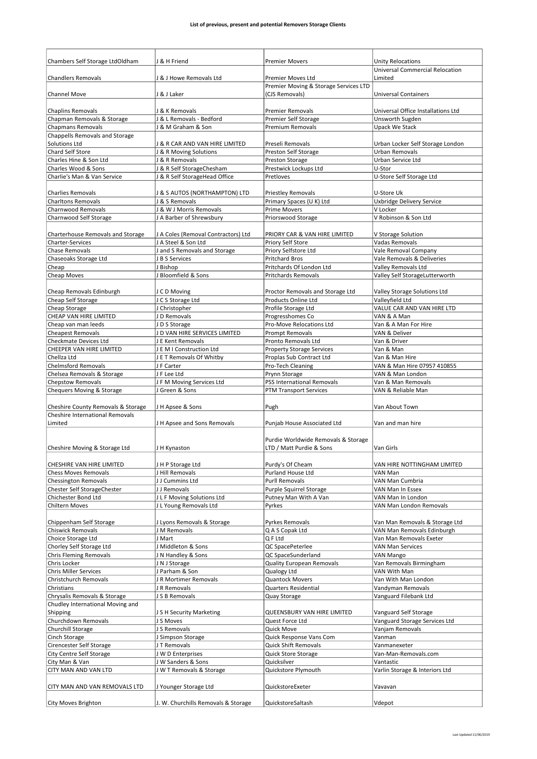**List of previous, present and potential Removers Storage Clients**

| | | | |
|---|---|---|---|
| Chambers Self Storage LtdOldham | J & H Friend | Premier Movers | Unity Relocations |
| Chandlers Removals | J & J Howe Removals Ltd | Premier Moves Ltd | Universal Commercial Relocation Limited |
| Channel Move | J & J Laker | Premier Moving & Storage Services LTD (CJS Removals) | Universal Containers |
| Chaplins Removals | J & K Removals | Premier Removals | Universal Office Installations Ltd |
| Chapman Removals & Storage | J & L Removals - Bedford | Premier Self Storage | Unsworth Sugden |
| Chapmans Removals | J & M Graham & Son | Premium Removals | Upack We Stack |
| Chappells Removals and Storage Solutions Ltd | J & R CAR AND VAN HIRE LIMITED | Preseli Removals | Urban Locker Self Storage London |
| Chard Self Store | J & R Moving Solutions | Preston Self Storage | Urban Removals |
| Charles Hine & Son Ltd | J & R Removals | Preston Storage | Urban Service Ltd |
| Charles Wood & Sons | J & R Self StorageChesham | Prestwick Lockups Ltd | U-Stor |
| Charlie's Man & Van Service | J & R Self StorageHead Office | Pretloves | U-Store Self Storage Ltd |
| Charlies Removals | J & S AUTOS (NORTHAMPTON) LTD | Priestley Removals | U-Store Uk |
| Charltons Removals | J & S Removals | Primary Spaces (U K) Ltd | Uxbridge Delivery Service |
| Charnwood Removals | J & W J Morris Removals | Prime Movers | V Locker |
| Charnwood Self Storage | J A Barber of Shrewsbury | Priorswood Storage | V Robinson & Son Ltd |
| Charterhouse Removals and Storage | J A Coles (Removal Contractors) Ltd | PRIORY CAR & VAN HIRE LIMITED | V Storage Solution |
| Charter-Services | J A Steel & Son Ltd | Priory Self Store | Vadas Removals |
| Chase Removals | J and S Removals and Storage | Priory Selfstore Ltd | Vale Removal Company |
| Chaseoaks Storage Ltd | J B S Services | Pritchard Bros | Vale Removals & Deliveries |
| Cheap | J Bishop | Pritchards Of London Ltd | Valley Removals Ltd |
| Cheap Moves | J Bloomfield & Sons | Pritchards Removals | Valley Self StorageLutterworth |
| Cheap Removals Edinburgh | J C D Moving | Proctor Removals and Storage Ltd | Valley Storage Solutions Ltd |
| Cheap Self Storage | J C S Storage Ltd | Products Online Ltd | Valleyfield Ltd |
| Cheap Storage | J Christopher | Profile Storage Ltd | VALUE CAR AND VAN HIRE LTD |
| CHEAP VAN HIRE LIMITED | J D Removals | Progresshomes Co | VAN & A Man |
| Cheap van man leeds | J D S Storage | Pro-Move Relocations Ltd | Van & A Man For Hire |
| Cheapest Removals | J D VAN HIRE SERVICES LIMITED | Prompt Removals | VAN & Deliver |
| Checkmate Devices Ltd | J E Kent Removals | Pronto Removals Ltd | Van & Driver |
| CHEEPER VAN HIRE LIMITED | J E M I Construction Ltd | Property Storage Services | Van & Man |
| Chellza Ltd | J E T Removals Of Whitby | Proplas Sub Contract Ltd | Van & Man Hire |
| Chelmsford Removals | J F Carter | Pro-Tech Cleaning | VAN & Man Hire 07957 410855 |
| Chelsea Removals & Storage | J F Lee Ltd | Prynn Storage | VAN & Man London |
| Chepstow Removals | J F M Moving Services Ltd | PSS International Removals | Van & Man Removals |
| Chequers Moving & Storage | J Green & Sons | PTM Transport Services | VAN & Reliable Man |
| Cheshire County Removals & Storage | J H Apsee & Sons | Pugh | Van About Town |
| Cheshire International Removals Limited | J H Apsee and Sons Removals | Punjab House Associated Ltd | Van and man hire |
| Cheshire Moving & Storage Ltd | J H Kynaston | Purdie Worldwide Removals & Storage LTD / Matt Purdie & Sons | Van Girls |
| CHESHIRE VAN HIRE LIMITED | J H P Storage Ltd | Purdy's Of Cheam | VAN HIRE NOTTINGHAM LIMITED |
| Chess Moves Removals | J Hill Removals | Purland House Ltd | VAN Man |
| Chessington Removals | J J Cummins Ltd | Purll Removals | VAN Man Cumbria |
| Chester Self StorageChester | J J Removals | Purple Squirrel Storage | VAN Man In Essex |
| Chichester Bond Ltd | J L F Moving Solutions Ltd | Putney Man With A Van | VAN Man In London |
| Chiltern Moves | J L Young Removals Ltd | Pyrkes | VAN Man London Removals |
| Chippenham Self Storage | J Lyons Removals & Storage | Pyrkes Removals | Van Man Removals & Storage Ltd |
| Chiswick Removals | J M Removals | Q A S Copak Ltd | VAN Man Removals Edinburgh |
| Choice Storage Ltd | J Mart | Q F Ltd | Van Man Removals Exeter |
| Chorley Self Storage Ltd | J Middleton & Sons | QC SpacePeterlee | VAN Man Services |
| Chris Fleming Removals | J N Handley & Sons | QC SpaceSunderland | VAN Mango |
| Chris Locker | J N J Storage | Quality European Removals | Van Removals Birmingham |
| Chris Miller Services | J Parham & Son | Qualogy Ltd | VAN With Man |
| Christchurch Removals | J R Mortimer Removals | Quantock Movers | Van With Man London |
| Christians | J R Removals | Quarters Residential | Vandyman Removals |
| Chrysalis Removals & Storage | J S B Removals | Quay Storage | Vanguard Filebank Ltd |
| Chudley International Moving and Shipping | J S H Security Marketing | QUEENSBURY VAN HIRE LIMITED | Vanguard Self Storage |
| Churchdown Removals | J S Moves | Quest Force Ltd | Vanguard Storage Services Ltd |
| Churchill Storage | J S Removals | Quick Move | Vanjam Removals |
| Cinch Storage | J Simpson Storage | Quick Response Vans Com | Vanman |
| Cirencester Self Storage | J T Removals | Quick Shift Removals | Vanmanexeter |
| City Centre Self Storage | J W D Enterprises | Quick Store Storage | Van-Man-Removals.com |
| City Man & Van | J W Sanders & Sons | Quicksilver | Vantastic |
| CITY MAN AND VAN LTD | J W T Removals & Storage | Quickstore Plymouth | Varlin Storage & Interiors Ltd |
| CITY MAN AND VAN REMOVALS LTD | J Younger Storage Ltd | QuickstoreExeter | Vavavan |
| City Moves Brighton | J. W. Churchills Removals & Storage | QuickstoreSaltash | Vdepot |

Last Updated 11/06/2019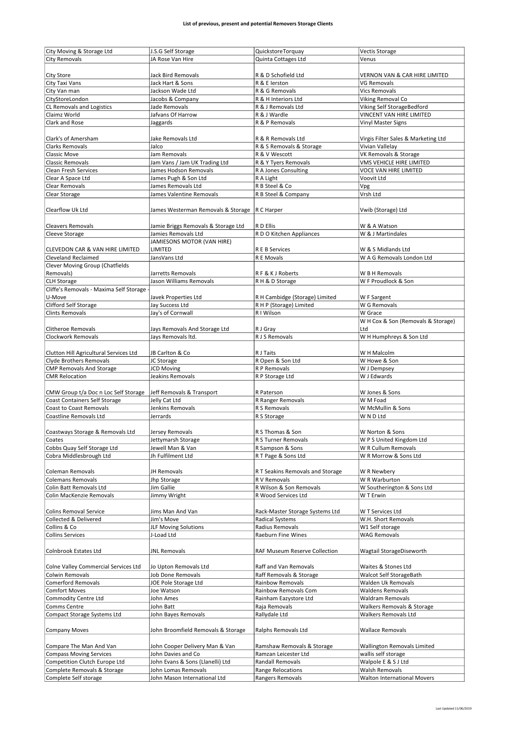List of previous, present and potential Removers Storage Clients

| City Moving & Storage Ltd | J.S.G Self Storage | QuickstoreTorquay | Vectis Storage |
|---|---|---|---|
| City Removals | JA Rose Van Hire | Quinta Cottages Ltd | Venus |
| City Store | Jack Bird Removals | R & D Schofield Ltd | VERNON VAN & CAR HIRE LIMITED |
| City Taxi Vans | Jack Hart & Sons | R & E Ierston | VG Removals |
| City Van man | Jackson Wade Ltd | R & G Removals | Vics Removals |
| CityStoreLondon | Jacobs & Company | R & H Interiors Ltd | Viking Removal Co |
| CL Removals and Logistics | Jade Removals | R & J Removals Ltd | Viking Self StorageBedford |
| Claimz World | Jafvans Of Harrow | R & J Wardle | VINCENT VAN HIRE LIMITED |
| Clark and Rose | Jaggards | R & P Removals | Vinyl Master Signs |
| Clark's of Amersham | Jake Removals Ltd | R & R Removals Ltd | Virgis Filter Sales & Marketing Ltd |
| Clarks Removals | Jalco | R & S Removals & Storage | Vivian Vallelay |
| Classic Move | Jam Removals | R & V Wescott | VK Removals & Storage |
| Classic Removals | Jam Vans / Jam UK Trading Ltd | R & Y Tyers Removals | VMS VEHICLE HIRE LIMITED |
| Clean Fresh Services | James Hodson Removals | R A Jones Consulting | VOCE VAN HIRE LIMITED |
| Clear A Space Ltd | James Pugh & Son Ltd | R A Light | Voovit Ltd |
| Clear Removals | James Removals Ltd | R B Steel & Co | Vpg |
| Clear Storage | James Valentine Removals | R B Steel & Company | Vrsh Ltd |
| Clearflow Uk Ltd | James Westerman Removals & Storage | R C Harper | Vwib (Storage) Ltd |
| Cleavers Removals | Jamie Briggs Removals & Storage Ltd | R D Ellis | W & A Watson |
| Cleeve Storage | Jamies Removals Ltd | R D O Kitchen Appliances | W & J Martindales |
| CLEVEDON CAR & VAN HIRE LIMITED | JAMIESONS MOTOR (VAN HIRE) LIMITED | R E B Services | W & S Midlands Ltd |
| Cleveland Reclaimed | JansVans Ltd | R E Movals | W A G Removals London Ltd |
| Clever Moving Group (Chatfields Removals) | Jarretts Removals | R F & K J Roberts | W B H Removals |
| CLH Storage | Jason Williams Removals | R H & D Storage | W F Proudlock & Son |
| Cliffe's Removals - Maxima Self Storage - U-Move | Javek Properties Ltd | R H Cambidge (Storage) Limited | W F Sargent |
| Clifford Self Storage | Jay Success Ltd | R H P (Storage) Limited | W G Removals |
| Clints Removals | Jay's of Cornwall | R I Wilson | W Grace |
| Clitheroe Removals | Jays Removals And Storage Ltd | R J Gray | W H Cox & Son (Removals & Storage) Ltd |
| Clockwork Removals | Jays Removals ltd. | R J S Removals | W H Humphreys & Son Ltd |
| Clutton Hill Agricultural Services Ltd | JB Carlton & Co | R J Taits | W H Malcolm |
| Clyde Brothers Removals | JC Storage | R Open & Son Ltd | W Howe & Son |
| CMP Removals And Storage | JCD Moving | R P Removals | W J Dempsey |
| CMR Relocation | Jeakins Removals | R P Storage Ltd | W J Edwards |
| CMW Group t/a Doc n Loc Self Storage | Jeff Removals & Transport | R Paterson | W Jones & Sons |
| Coast Containers Self Storage | Jelly Cat Ltd | R Ranger Removals | W M Foad |
| Coast to Coast Removals | Jenkins Removals | R S Removals | W McMullin & Sons |
| Coastline Removals Ltd | Jerrards | R S Storage | W N D Ltd |
| Coastways Storage & Removals Ltd | Jersey Removals | R S Thomas & Son | W Norton & Sons |
| Coates | Jettymarsh Storage | R S Turner Removals | W P S United Kingdom Ltd |
| Cobbs Quay Self Storage Ltd | Jewell Man & Van | R Sampson & Sons | W R Cullum Removals |
| Cobra Middlesbrough Ltd | Jh Fulfilment Ltd | R T Page & Sons Ltd | W R Morrow & Sons Ltd |
| Coleman Removals | JH Removals | R T Seakins Removals and Storage | W R Newbery |
| Colemans Removals | Jhp Storage | R V Removals | W R Warburton |
| Colin Batt Removals Ltd | Jim Gallie | R Wilson & Son Removals | W Southerington & Sons Ltd |
| Colin MacKenzie Removals | Jimmy Wright | R Wood Services Ltd | W T Erwin |
| Colins Removal Service | Jims Man And Van | Rack-Master Storage Systems Ltd | W T Services Ltd |
| Collected & Delivered | Jim's Move | Radical Systems | W.H. Short Removals |
| Collins & Co | JLF Moving Solutions | Radius Removals | W1 Self storage |
| Collins Services | J-Load Ltd | Raeburn Fine Wines | WAG Removals |
| Colnbrook Estates Ltd | JNL Removals | RAF Museum Reserve Collection | Wagtail StorageDiseworth |
| Colne Valley Commercial Services Ltd | Jo Upton Removals Ltd | Raff and Van Removals | Waites & Stones Ltd |
| Colwin Removals | Job Done Removals | Raff Removals & Storage | Walcot Self StorageBath |
| Comerford Removals | JOE Pole Storage Ltd | Rainbow Removals | Walden Uk Removals |
| Comfort Moves | Joe Watson | Rainbow Removals Com | Waldens Removals |
| Commodity Centre Ltd | John Ames | Rainham Eazystore Ltd | Waldram Removals |
| Comms Centre | John Batt | Raja Removals | Walkers Removals & Storage |
| Compact Storage Systems Ltd | John Bayes Removals | Rallydale Ltd | Walkers Removals Ltd |
| Company Moves | John Broomfield Removals & Storage | Ralphs Removals Ltd | Wallace Removals |
| Compare The Man And Van | John Cooper Delivery Man & Van | Ramshaw Removals & Storage | Wallington Removals Limited |
| Compass Moving Services | John Davies and Co | Ramzan Leicester Ltd | wallis self storage |
| Competition Clutch Europe Ltd | John Evans & Sons (Llanelli) Ltd | Randall Removals | Walpole E & S J Ltd |
| Complete Removals & Storage | John Lomas Removals | Range Relocations | Walsh Removals |
| Complete Self storage | John Mason International Ltd | Rangers Removals | Walton International Movers |

Last Updated 11/06/2019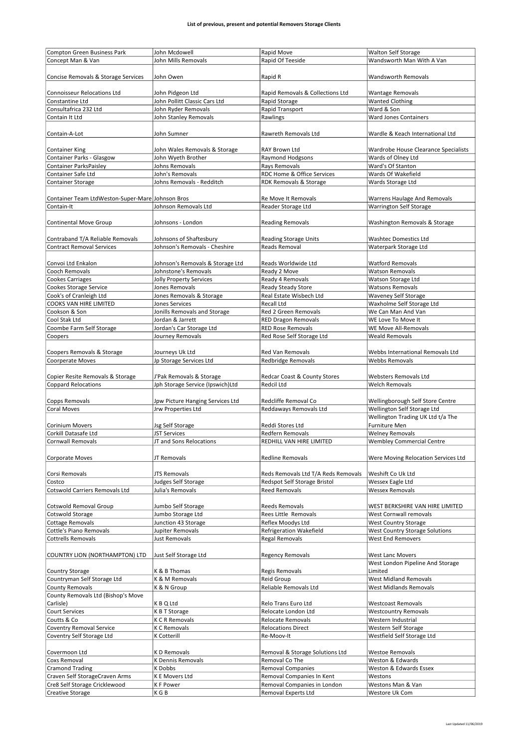## List of previous, present and potential Removers Storage Clients

| | | | |
|---|---|---|---|
| Compton Green Business Park | John Mcdowell | Rapid Move | Walton Self Storage |
| Concept Man & Van | John Mills Removals | Rapid Of Teeside | Wandsworth Man With A Van |
| Concise Removals & Storage Services | John Owen | Rapid R | Wandsworth Removals |
| Connoisseur Relocations Ltd | John Pidgeon Ltd | Rapid Removals & Collections Ltd | Wantage Removals |
| Constantine Ltd | John Pollitt Classic Cars Ltd | Rapid Storage | Wanted Clothing |
| Consultafrica 232 Ltd | John Ryder Removals | Rapid Transport | Ward & Son |
| Contain It Ltd | John Stanley Removals | Rawlings | Ward Jones Containers |
| Contain-A-Lot | John Sumner | Rawreth Removals Ltd | Wardle & Keach International Ltd |
| Container King | John Wales Removals & Storage | RAY Brown Ltd | Wardrobe House Clearance Specialists |
| Container Parks - Glasgow | John Wyeth Brother | Raymond Hodgsons | Wards of Olney Ltd |
| Container ParksPaisley | Johns Removals | Rays Removals | Ward's Of Stanton |
| Container Safe Ltd | John's Removals | RDC Home & Office Services | Wards Of Wakefield |
| Container Storage | Johns Removals - Redditch | RDK Removals & Storage | Wards Storage Ltd |
| Container Team LtdWeston-Super-Mare | Johnson Bros | Re Move It Removals | Warrens Haulage And Removals |
| Contain-It | Johnson Removals Ltd | Reader Storage Ltd | Warrington Self Storage |
| Continental Move Group | Johnsons - London | Reading Removals | Washington Removals & Storage |
| Contraband T/A Reliable Removals | Johnsons of Shaftesbury | Reading Storage Units | Washtec Domestics Ltd |
| Contract Removal Services | Johnson's Removals - Cheshire | Reads Removal | Waterpark Storage Ltd |
| Convoi Ltd Enkalon | Johnson's Removals & Storage Ltd | Reads Worldwide Ltd | Watford Removals |
| Cooch Removals | Johnstone's Removals | Ready 2 Move | Watson Removals |
| Cookes Carriages | Jolly Property Services | Ready 4 Removals | Watson Storage Ltd |
| Cookes Storage Service | Jones Removals | Ready Steady Store | Watsons Removals |
| Cook's of Cranleigh Ltd | Jones Removals & Storage | Real Estate Wisbech Ltd | Waveney Self Storage |
| COOKS VAN HIRE LIMITED | Jones Services | Recall Ltd | Waxholme Self Storage Ltd |
| Cookson & Son | Jonills Removals and Storage | Red 2 Green Removals | We Can Man And Van |
| Cool Stak Ltd | Jordan & Jarrett | RED Dragon Removals | WE Love To Move It |
| Coombe Farm Self Storage | Jordan's Car Storage Ltd | RED Rose Removals | WE Move All-Removals |
| Coopers | Journey Removals | Red Rose Self Storage Ltd | Weald Removals |
| Coopers Removals & Storage | Journeys Uk Ltd | Red Van Removals | Webbs International Removals Ltd |
| Coorperate Moves | Jp Storage Services Ltd | Redbridge Removals | Webbs Removals |
| Copier Resite Removals & Storage | J'Pak Removals & Storage | Redcar Coast & County Stores | Websters Removals Ltd |
| Coppard Relocations | Jph Storage Service (Ipswich)Ltd | Redcil Ltd | Welch Removals |
| Copps Removals | Jpw Picture Hanging Services Ltd | Redcliffe Removal Co | Wellingborough Self Store Centre |
| Coral Moves | Jrw Properties Ltd | Reddaways Removals Ltd | Wellington Self Storage Ltd |
| Corinium Movers | Jsg Self Storage | Reddi Stores Ltd | Wellington Trading UK Ltd t/a The Furniture Men |
| Corkill Datasafe Ltd | JST Services | Redfern Removals | Welney Removals |
| Cornwall Removals | JT and Sons Relocations | REDHILL VAN HIRE LIMITED | Wembley Commercial Centre |
| Corporate Moves | JT Removals | Redline Removals | Were Moving Relocation Services Ltd |
| Corsi Removals | JTS Removals | Reds Removals Ltd T/A Reds Removals | Weshift Co Uk Ltd |
| Costco | Judges Self Storage | Redspot Self Storage Bristol | Wessex Eagle Ltd |
| Cotswold Carriers Removals Ltd | Julia's Removals | Reed Removals | Wessex Removals |
| Cotswold Removal Group | Jumbo Self Storage | Reeds Removals | WEST BERKSHIRE VAN HIRE LIMITED |
| Cotswold Storage | Jumbo Storage Ltd | Rees Little Removals | West Cornwall removals |
| Cottage Removals | Junction 43 Storage | Reflex Moodys Ltd | West Country Storage |
| Cottle's Piano Removals | Jupiter Removals | Refrigeration Wakefield | West Country Storage Solutions |
| Cottrells Removals | Just Removals | Regal Removals | West End Removers |
| COUNTRY LION (NORTHAMPTON) LTD | Just Self Storage Ltd | Regency Removals | West Lanc Movers |
| Country Storage | K & B Thomas | Regis Removals | West London Pipeline And Storage Limited |
| Countryman Self Storage Ltd | K & M Removals | Reid Group | West Midland Removals |
| County Removals | K & N Group | Reliable Removals Ltd | West Midlands Removals |
| County Removals Ltd (Bishop's Move Carlisle) | K B Q Ltd | Relo Trans Euro Ltd | Westcoast Removals |
| Court Services | K B T Storage | Relocate London Ltd | Westcountry Removals |
| Coutts & Co | K C R Removals | Relocate Removals | Western Industrial |
| Coventry Removal Service | K C Removals | Relocations Direct | Western Self Storage |
| Coventry Self Storage Ltd | K Cotterill | Re-Moov-It | Westfield Self Storage Ltd |
| Covermoon Ltd | K D Removals | Removal & Storage Solutions Ltd | Westoe Removals |
| Coxs Removal | K Dennis Removals | Removal Co The | Weston & Edwards |
| Cramond Trading | K Dobbs | Removal Companies | Weston & Edwards Essex |
| Craven Self StorageCraven Arms | K E Movers Ltd | Removal Companies In Kent | Westons |
| Cre8 Self Storage Cricklewood | K F Power | Removal Companies in London | Westons Man & Van |
| Creative Storage | K G B | Removal Experts Ltd | Westore Uk Com |

Last Updated 11/06/2019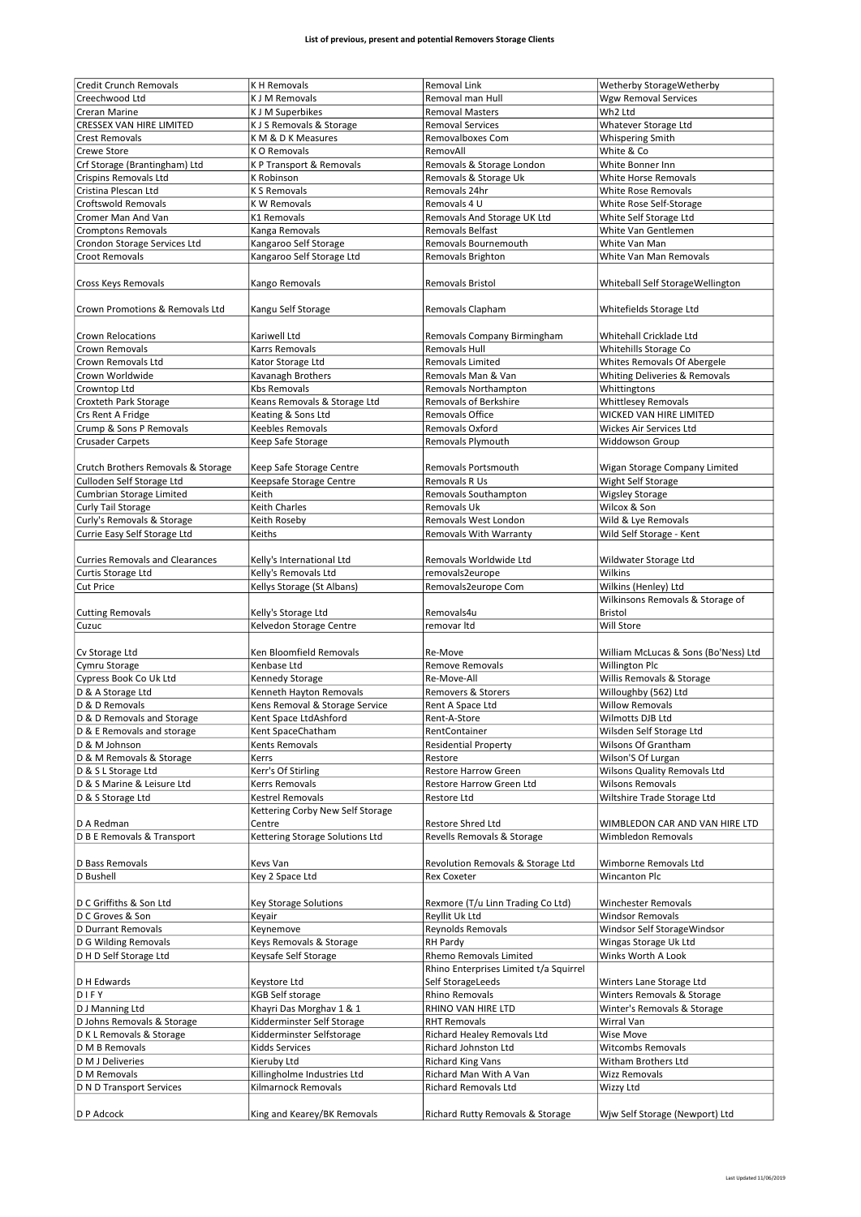**List of previous, present and potential Removers Storage Clients**

| | | | |
|---|---|---|---|
| Credit Crunch Removals | K H Removals | Removal Link | Wetherby StorageWetherby |
| Creechwood Ltd | K J M Removals | Removal man Hull | Wgw Removal Services |
| Creran Marine | K J M Superbikes | Removal Masters | Wh2 Ltd |
| CRESSEX VAN HIRE LIMITED | K J S Removals & Storage | Removal Services | Whatever Storage Ltd |
| Crest Removals | K M & D K Measures | Removalboxes Com | Whispering Smith |
| Crewe Store | K O Removals | RemovAll | White & Co |
| Crf Storage (Brantingham) Ltd | K P Transport & Removals | Removals & Storage London | White Bonner Inn |
| Crispins Removals Ltd | K Robinson | Removals & Storage Uk | White Horse Removals |
| Cristina Plescan Ltd | K S Removals | Removals 24hr | White Rose Removals |
| Croftswold Removals | K W Removals | Removals 4 U | White Rose Self-Storage |
| Cromer Man And Van | K1 Removals | Removals And Storage UK Ltd | White Self Storage Ltd |
| Cromptons Removals | Kanga Removals | Removals Belfast | White Van Gentlemen |
| Crondon Storage Services Ltd | Kangaroo Self Storage | Removals Bournemouth | White Van Man |
| Croot Removals | Kangaroo Self Storage Ltd | Removals Brighton | White Van Man Removals |
| Cross Keys Removals | Kango Removals | Removals Bristol | Whiteball Self StorageWellington |
| Crown Promotions & Removals Ltd | Kangu Self Storage | Removals Clapham | Whitefields Storage Ltd |
| Crown Relocations | Kariwell Ltd | Removals Company Birmingham | Whitehall Cricklade Ltd |
| Crown Removals | Karrs Removals | Removals Hull | Whitehills Storage Co |
| Crown Removals Ltd | Kator Storage Ltd | Removals Limited | Whites Removals Of Abergele |
| Crown Worldwide | Kavanagh Brothers | Removals Man & Van | Whiting Deliveries & Removals |
| Crowntop Ltd | Kbs Removals | Removals Northampton | Whittingtons |
| Croxteth Park Storage | Keans Removals & Storage Ltd | Removals of Berkshire | Whittlesey Removals |
| Crs Rent A Fridge | Keating & Sons Ltd | Removals Office | WICKED VAN HIRE LIMITED |
| Crump & Sons P Removals | Keebles Removals | Removals Oxford | Wickes Air Services Ltd |
| Crusader Carpets | Keep Safe Storage | Removals Plymouth | Widdowson Group |
| Crutch Brothers Removals & Storage | Keep Safe Storage Centre | Removals Portsmouth | Wigan Storage Company Limited |
| Culloden Self Storage Ltd | Keepsafe Storage Centre | Removals R Us | Wight Self Storage |
| Cumbrian Storage Limited | Keith | Removals Southampton | Wigsley Storage |
| Curly Tail Storage | Keith Charles | Removals Uk | Wilcox & Son |
| Curly's Removals & Storage | Keith Roseby | Removals West London | Wild & Lye Removals |
| Currie Easy Self Storage Ltd | Keiths | Removals With Warranty | Wild Self Storage - Kent |
| Curries Removals and Clearances | Kelly's International Ltd | Removals Worldwide Ltd | Wildwater Storage Ltd |
| Curtis Storage Ltd | Kelly's Removals Ltd | removals2europe | Wilkins |
| Cut Price | Kellys Storage (St Albans) | Removals2europe Com | Wilkins (Henley) Ltd |
| Cutting Removals | Kelly's Storage Ltd | Removals4u | Wilkinsons Removals & Storage of Bristol |
| Cuzuc | Kelvedon Storage Centre | removar ltd | Will Store |
| Cv Storage Ltd | Ken Bloomfield Removals | Re-Move | William McLucas & Sons (Bo'Ness) Ltd |
| Cymru Storage | Kenbase Ltd | Remove Removals | Willington Plc |
| Cypress Book Co Uk Ltd | Kennedy Storage | Re-Move-All | Willis Removals & Storage |
| D & A Storage Ltd | Kenneth Hayton Removals | Removers & Storers | Willoughby (562) Ltd |
| D & D Removals | Kens Removal & Storage Service | Rent A Space Ltd | Willow Removals |
| D & D Removals and Storage | Kent Space LtdAshford | Rent-A-Store | Wilmotts DJB Ltd |
| D & E Removals and storage | Kent SpaceChatham | RentContainer | Wilsden Self Storage Ltd |
| D & M Johnson | Kents Removals | Residential Property | Wilsons Of Grantham |
| D & M Removals & Storage | Kerrs | Restore | Wilson'S Of Lurgan |
| D & S L Storage Ltd | Kerr's Of Stirling | Restore Harrow Green | Wilsons Quality Removals Ltd |
| D & S Marine & Leisure Ltd | Kerrs Removals | Restore Harrow Green Ltd | Wilsons Removals |
| D & S Storage Ltd | Kestrel Removals | Restore Ltd | Wiltshire Trade Storage Ltd |
| D A Redman | Kettering Corby New Self Storage Centre | Restore Shred Ltd | WIMBLEDON CAR AND VAN HIRE LTD |
| D B E Removals & Transport | Kettering Storage Solutions Ltd | Revells Removals & Storage | Wimbledon Removals |
| D Bass Removals | Kevs Van | Revolution Removals & Storage Ltd | Wimborne Removals Ltd |
| D Bushell | Key 2 Space Ltd | Rex Coxeter | Wincanton Plc |
| D C Griffiths & Son Ltd | Key Storage Solutions | Rexmore (T/u Linn Trading Co Ltd) | Winchester Removals |
| D C Groves & Son | Keyair | Reyllit Uk Ltd | Windsor Removals |
| D Durrant Removals | Keynemove | Reynolds Removals | Windsor Self StorageWindsor |
| D G Wilding Removals | Keys Removals & Storage | RH Pardy | Wingas Storage Uk Ltd |
| D H D Self Storage Ltd | Keysafe Self Storage | Rhemo Removals Limited | Winks Worth A Look |
| D H Edwards | Keystore Ltd | Rhino Enterprises Limited t/a Squirrel Self StorageLeeds | Winters Lane Storage Ltd |
| D I F Y | KGB Self storage | Rhino Removals | Winters Removals & Storage |
| D J Manning Ltd | Khayri Das Morghav 1 & 1 | RHINO VAN HIRE LTD | Winter's Removals & Storage |
| D Johns Removals & Storage | Kidderminster Self Storage | RHT Removals | Wirral Van |
| D K L Removals & Storage | Kidderminster Selfstorage | Richard Healey Removals Ltd | Wise Move |
| D M B Removals | Kidds Services | Richard Johnston Ltd | Witcombs Removals |
| D M J Deliveries | Kieruby Ltd | Richard King Vans | Witham Brothers Ltd |
| D M Removals | Killingholme Industries Ltd | Richard Man With A Van | Wizz Removals |
| D N D Transport Services | Kilmarnock Removals | Richard Removals Ltd | Wizzy Ltd |
| D P Adcock | King and Kearey/BK Removals | Richard Rutty Removals & Storage | Wjw Self Storage (Newport) Ltd |

Last Updated 11/06/2019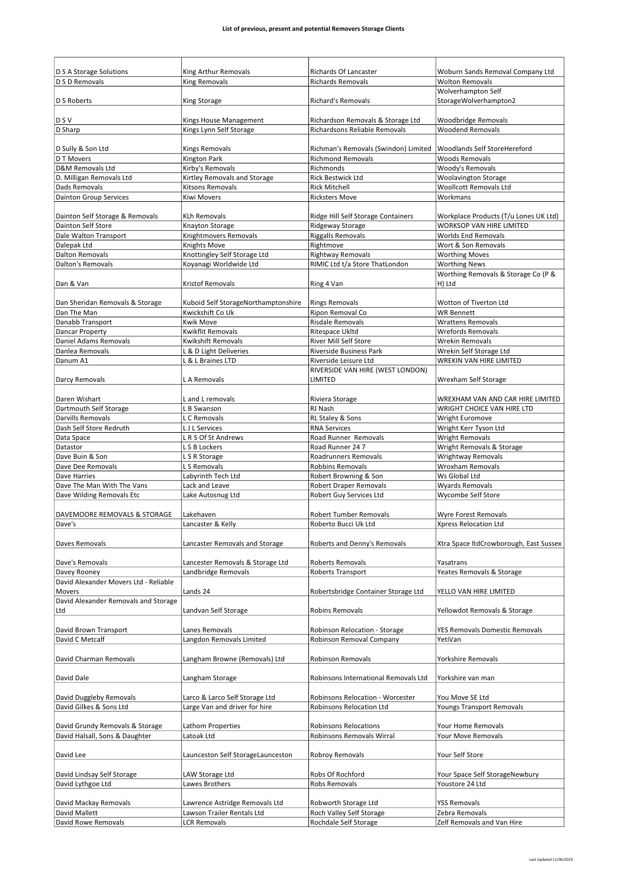**List of previous, present and potential Removers Storage Clients**

| | | | |
|---|---|---|---|
| D S A Storage Solutions | King Arthur Removals | Richards Of Lancaster | Woburn Sands Removal Company Ltd |
| D S D Removals | King Removals | Richards Removals | Wolton Removals |
| D S Roberts | King Storage | Richard's Removals | Wolverhampton Self StorageWolverhampton2 |
| D S V | Kings House Management | Richardson Removals & Storage Ltd | Woodbridge Removals |
| D Sharp | Kings Lynn Self Storage | Richardsons Reliable Removals | Woodend Removals |
| D Sully & Son Ltd | Kings Removals | Richman's Removals (Swindon) Limited | Woodlands Self StoreHereford |
| D T Movers | Kington Park | Richmond Removals | Woods Removals |
| D&M Removals Ltd | Kirby's Removals | Richmonds | Woody's Removals |
| D. Milligan Removals Ltd | Kirtley Removals and Storage | Rick Bestwick Ltd | Woolavington Storage |
| Dads Removals | Kitsons Removals | Rick Mitchell | Woollcott Removals Ltd |
| Dainton Group Services | Kiwi Movers | Ricksters Move | Workmans |
| Dainton Self Storage & Removals | KLh Removals | Ridge Hill Self Storage Containers | Workplace Products (T/u Lones UK Ltd) |
| Dainton Self Store | Knayton Storage | Ridgeway Storage | WORKSOP VAN HIRE LIMITED |
| Dale Walton Transport | Knightmovers Removals | Riggalls Removals | Worlds End Removals |
| Dalepak Ltd | Knights Move | Rightmove | Wort & Son Removals |
| Dalton Removals | Knottingley Self Storage Ltd | Rightway Removals | Worthing Moves |
| Dalton's Removals | Koyanagi Worldwide Ltd | RIMIC Ltd t/a Store ThatLondon | Worthing News |
| Dan & Van | Kristof Removals | Ring 4 Van | Worthing Removals & Storage Co (P & H) Ltd |
| Dan Sheridan Removals & Storage | Kuboid Self StorageNorthamptonshire | Rings Removals | Wotton of Tiverton Ltd |
| Dan The Man | Kwickshift Co Uk | Ripon Removal Co | WR Bennett |
| Danabb Transport | Kwik Move | Risdale Removals | Wrattens Removals |
| Dancar Property | Kwikflit Removals | Ritespace Ukltd | Wrefords Removals |
| Daniel Adams Removals | Kwikshift Removals | River Mill Self Store | Wrekin Removals |
| Danlea Removals | L & D Light Deliveries | Riverside Business Park | Wrekin Self Storage Ltd |
| Danum A1 | L & L Braines LTD | Riverside Leisure Ltd | WREKIN VAN HIRE LIMITED |
| Darcy Removals | L A Removals | RIVERSIDE VAN HIRE (WEST LONDON) LIMITED | Wrexham Self Storage |
| Daren Wishart | L and L removals | Riviera Storage | WREXHAM VAN AND CAR HIRE LIMITED |
| Dartmouth Self Storage | L B Swanson | RJ Nash | WRIGHT CHOICE VAN HIRE LTD |
| Darvills Removals | L C Removals | RL Staley & Sons | Wright Euromove |
| Dash Self Store Redruth | L J L Services | RNA Services | Wright Kerr Tyson Ltd |
| Data Space | L R S Of St Andrews | Road Runner Removals | Wright Removals |
| Datastor | L S B Lockers | Road Runner 24 7 | Wright Removals & Storage |
| Dave Buin & Son | L S R Storage | Roadrunners Removals | Wrightway Removals |
| Dave Dee Removals | L S Removals | Robbins Removals | Wroxham Removals |
| Dave Harries | Labyrinth Tech Ltd | Robert Browning & Son | Ws Global Ltd |
| Dave The Man With The Vans | Lack and Leave | Robert Draper Removals | Wyards Removals |
| Dave Wilding Removals Etc | Lake Autosnug Ltd | Robert Guy Services Ltd | Wycombe Self Store |
| DAVEMOORE REMOVALS & STORAGE | Lakehaven | Robert Tumber Removals | Wyre Forest Removals |
| Dave's | Lancaster & Kelly | Roberto Bucci Uk Ltd | Xpress Relocation Ltd |
| Daves Removals | Lancaster Removals and Storage | Roberts and Denny's Removals | Xtra Space ltdCrowborough, East Sussex |
| Dave's Removals | Lancester Removals & Storage Ltd | Roberts Removals | Yasatrans |
| Davey Rooney | Landbridge Removals | Roberts Transport | Yeates Removals & Storage |
| David Alexander Movers Ltd - Reliable Movers | Lands 24 | Robertsbridge Container Storage Ltd | YELLO VAN HIRE LIMITED |
| David Alexander Removals and Storage Ltd | Landvan Self Storage | Robins Removals | Yellowdot Removals & Storage |
| David Brown Transport | Lanes Removals | Robinson Relocation - Storage | YES Removals Domestic Removals |
| David C Metcalf | Langdon Removals Limited | Robinson Removal Company | YetiVan |
| David Charman Removals | Langham Browne (Removals) Ltd | Robinson Removals | Yorkshire Removals |
| David Dale | Langham Storage | Robinsons International Removals Ltd | Yorkshire van man |
| David Duggleby Removals | Larco & Larco Self Storage Ltd | Robinsons Relocation - Worcester | You Move SE Ltd |
| David Gilkes & Sons Ltd | Large Van and driver for hire | Robinsons Relocation Ltd | Youngs Transport Removals |
| David Grundy Removals & Storage | Lathom Properties | Robinsons Relocations | Your Home Removals |
| David Halsall, Sons & Daughter | Latoak Ltd | Robinsons Removals Wirral | Your Move Removals |
| David Lee | Launceston Self StorageLaunceston | Robroy Removals | Your Self Store |
| David Lindsay Self Storage | LAW Storage Ltd | Robs Of Rochford | Your Space Self StorageNewbury |
| David Lythgoe Ltd | Lawes Brothers | Robs Removals | Youstore 24 Ltd |
| David Mackay Removals | Lawrence Astridge Removals Ltd | Robworth Storage Ltd | YSS Removals |
| David Mallett | Lawson Trailer Rentals Ltd | Roch Valley Self Storage | Zebra Removals |
| David Rowe Removals | LCR Removals | Rochdale Self Storage | Zelf Removals and Van Hire |

Last Updated 11/06/2019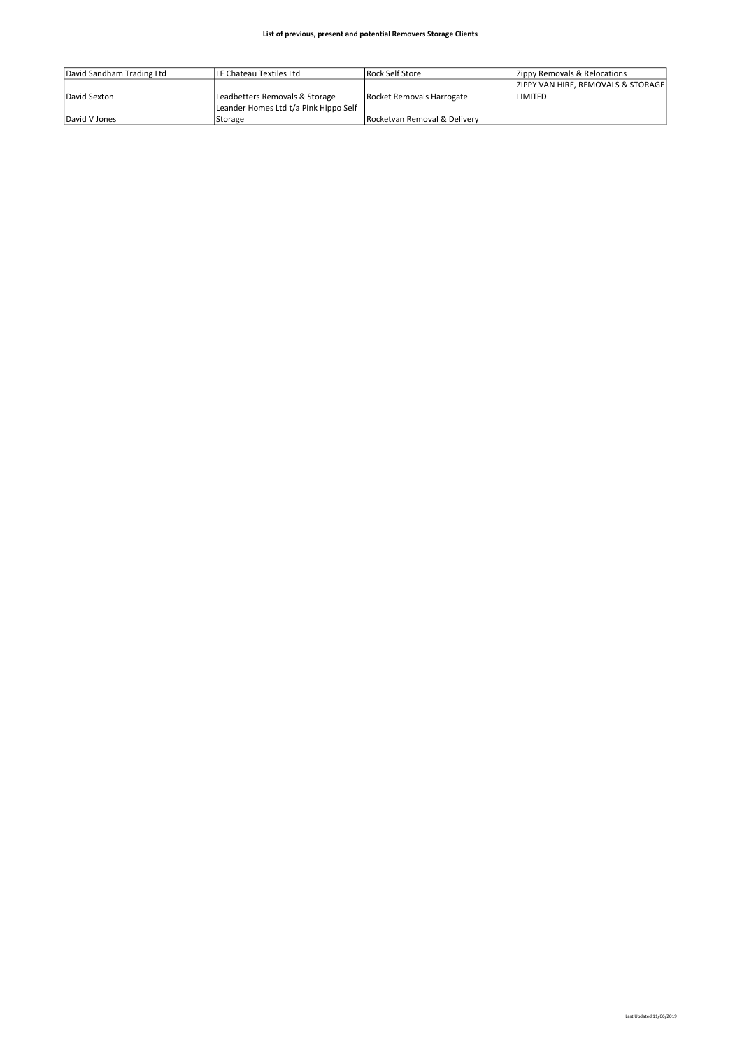**List of previous, present and potential Removers Storage Clients**

| | | | |
|---|---|---|---|
| David Sandham Trading Ltd | LE Chateau Textiles Ltd | Rock Self Store | Zippy Removals & Relocations |
| David Sexton | Leadbetters Removals & Storage | Rocket Removals Harrogate | ZIPPY VAN HIRE, REMOVALS & STORAGE LIMITED |
| David V Jones | Leander Homes Ltd t/a Pink Hippo Self Storage | Rocketvan Removal & Delivery | |

Last Updated 11/06/2019